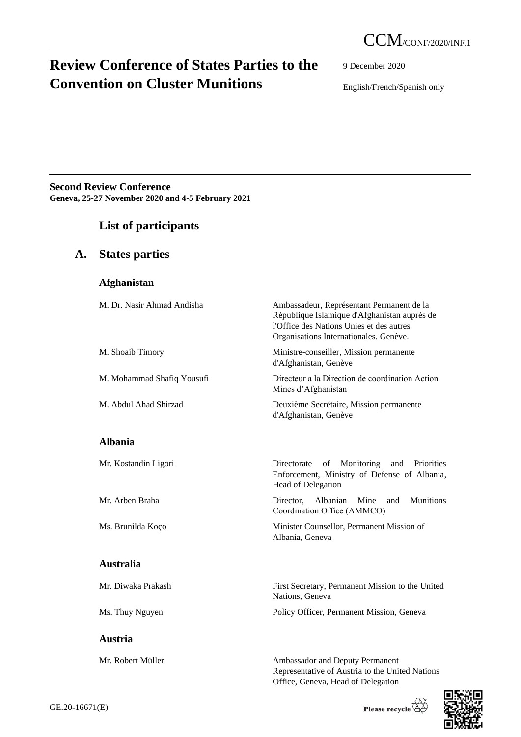# Review Conference of States Parties to the Convention on Cluster Munitions

CCM/CONF/2020/INF.1

9 December 2020

English/French/Spanish only

**Second Review Conference**
**Geneva, 25-27 November 2020 and 4-5 February 2021**

## List of participants

## A. States parties

### Afghanistan

| | |
|---|---|
| M. Dr. Nasir Ahmad Andisha | Ambassadeur, Représentant Permanent de la République Islamique d'Afghanistan auprès de l'Office des Nations Unies et des autres Organisations Internationales, Genève. |
| M. Shoaib Timory | Ministre-conseiller, Mission permanente d'Afghanistan, Genève |
| M. Mohammad Shafiq Yousufi | Directeur a la Direction de coordination Action Mines d'Afghanistan |
| M. Abdul Ahad Shirzad | Deuxième Secrétaire, Mission permanente d'Afghanistan, Genève |

### Albania

| | |
|---|---|
| Mr. Kostandin Ligori | Directorate of Monitoring and Priorities Enforcement, Ministry of Defense of Albania, Head of Delegation |
| Mr. Arben Braha | Director, Albanian Mine and Munitions Coordination Office (AMMCO) |
| Ms. Brunilda Koço | Minister Counsellor, Permanent Mission of Albania, Geneva |

### Australia

| | |
|---|---|
| Mr. Diwaka Prakash | First Secretary, Permanent Mission to the United Nations, Geneva |
| Ms. Thuy Nguyen | Policy Officer, Permanent Mission, Geneva |

### Austria

| | |
|---|---|
| Mr. Robert Müller | Ambassador and Deputy Permanent Representative of Austria to the United Nations Office, Geneva, Head of Delegation |

GE.20-16671(E)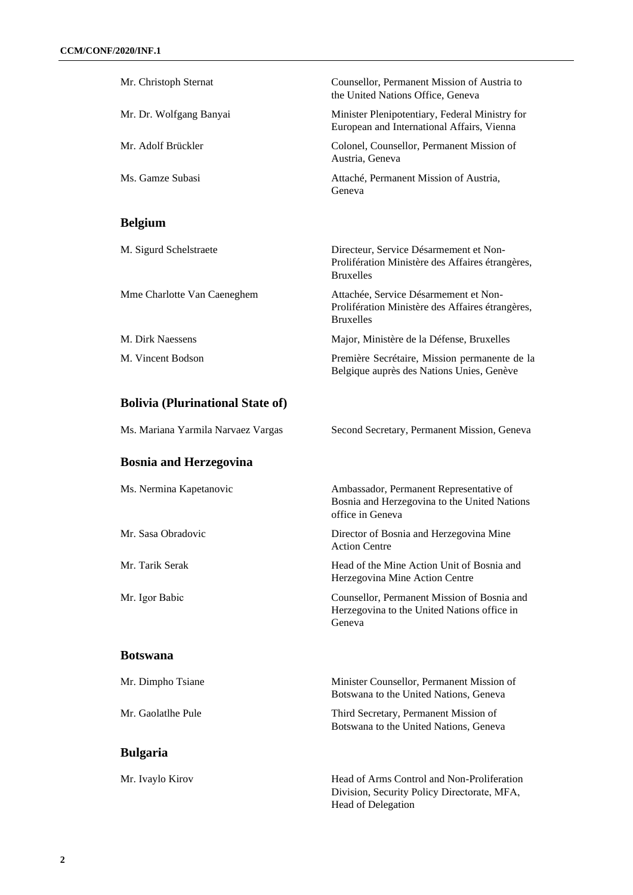| | |
|---|---|
| Mr. Christoph Sternat | Counsellor, Permanent Mission of Austria to the United Nations Office, Geneva |
| Mr. Dr. Wolfgang Banyai | Minister Plenipotentiary, Federal Ministry for European and International Affairs, Vienna |
| Mr. Adolf Brückler | Colonel, Counsellor, Permanent Mission of Austria, Geneva |
| Ms. Gamze Subasi | Attaché, Permanent Mission of Austria, Geneva |

## Belgium

| | |
|---|---|
| M. Sigurd Schelstraete | Directeur, Service Désarmement et Non-Prolifération Ministère des Affaires étrangères, Bruxelles |
| Mme Charlotte Van Caeneghem | Attachée, Service Désarmement et Non-Prolifération Ministère des Affaires étrangères, Bruxelles |
| M. Dirk Naessens | Major, Ministère de la Défense, Bruxelles |
| M. Vincent Bodson | Première Secrétaire, Mission permanente de la Belgique auprès des Nations Unies, Genève |

## Bolivia (Plurinational State of)

| | |
|---|---|
| Ms. Mariana Yarmila Narvaez Vargas | Second Secretary, Permanent Mission, Geneva |

## Bosnia and Herzegovina

| | |
|---|---|
| Ms. Nermina Kapetanovic | Ambassador, Permanent Representative of Bosnia and Herzegovina to the United Nations office in Geneva |
| Mr. Sasa Obradovic | Director of Bosnia and Herzegovina Mine Action Centre |
| Mr. Tarik Serak | Head of the Mine Action Unit of Bosnia and Herzegovina Mine Action Centre |
| Mr. Igor Babic | Counsellor, Permanent Mission of Bosnia and Herzegovina to the United Nations office in Geneva |

## Botswana

| | |
|---|---|
| Mr. Dimpho Tsiane | Minister Counsellor, Permanent Mission of Botswana to the United Nations, Geneva |
| Mr. Gaolatlhe Pule | Third Secretary, Permanent Mission of Botswana to the United Nations, Geneva |

## Bulgaria

| | |
|---|---|
| Mr. Ivaylo Kirov | Head of Arms Control and Non-Proliferation Division, Security Policy Directorate, MFA, Head of Delegation |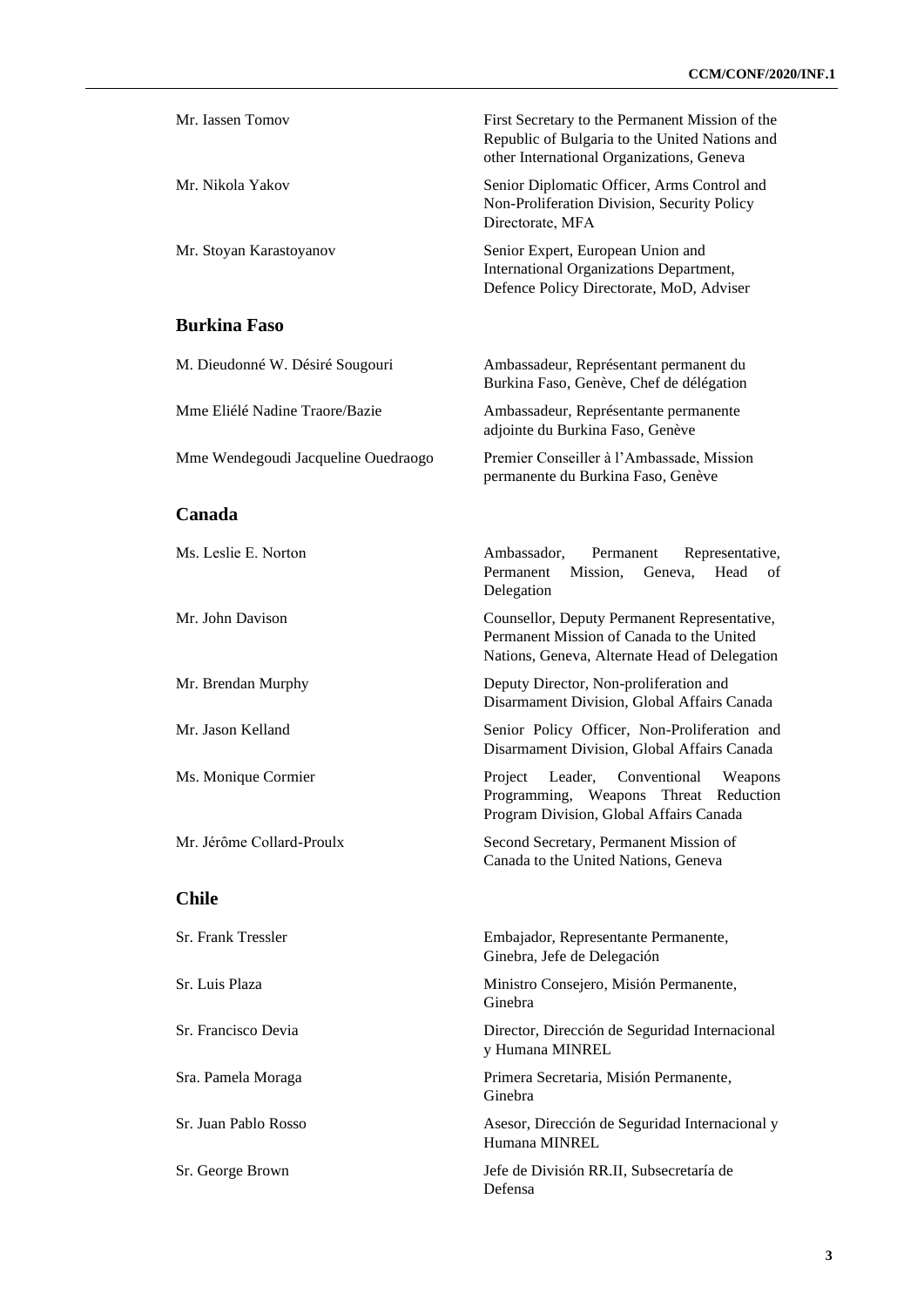| | |
|---|---|
| Mr. Iassen Tomov | First Secretary to the Permanent Mission of the Republic of Bulgaria to the United Nations and other International Organizations, Geneva |
| Mr. Nikola Yakov | Senior Diplomatic Officer, Arms Control and Non-Proliferation Division, Security Policy Directorate, MFA |
| Mr. Stoyan Karastoyanov | Senior Expert, European Union and International Organizations Department, Defence Policy Directorate, MoD, Adviser |

### Burkina Faso

| | |
|---|---|
| M. Dieudonné W. Désiré Sougouri | Ambassadeur, Représentant permanent du Burkina Faso, Genève, Chef de délégation |
| Mme Eliélé Nadine Traore/Bazie | Ambassadeur, Représentante permanente adjointe du Burkina Faso, Genève |
| Mme Wendegoudi Jacqueline Ouedraogo | Premier Conseiller à l'Ambassade, Mission permanente du Burkina Faso, Genève |

### Canada

| | |
|---|---|
| Ms. Leslie E. Norton | Ambassador, Permanent Representative, Permanent Mission, Geneva, Head of Delegation |
| Mr. John Davison | Counsellor, Deputy Permanent Representative, Permanent Mission of Canada to the United Nations, Geneva, Alternate Head of Delegation |
| Mr. Brendan Murphy | Deputy Director, Non-proliferation and Disarmament Division, Global Affairs Canada |
| Mr. Jason Kelland | Senior Policy Officer, Non-Proliferation and Disarmament Division, Global Affairs Canada |
| Ms. Monique Cormier | Project Leader, Conventional Weapons Programming, Weapons Threat Reduction Program Division, Global Affairs Canada |
| Mr. Jérôme Collard-Proulx | Second Secretary, Permanent Mission of Canada to the United Nations, Geneva |

### Chile

| | |
|---|---|
| Sr. Frank Tressler | Embajador, Representante Permanente, Ginebra, Jefe de Delegación |
| Sr. Luis Plaza | Ministro Consejero, Misión Permanente, Ginebra |
| Sr. Francisco Devia | Director, Dirección de Seguridad Internacional y Humana MINREL |
| Sra. Pamela Moraga | Primera Secretaria, Misión Permanente, Ginebra |
| Sr. Juan Pablo Rosso | Asesor, Dirección de Seguridad Internacional y Humana MINREL |
| Sr. George Brown | Jefe de División RR.II, Subsecretaría de Defensa |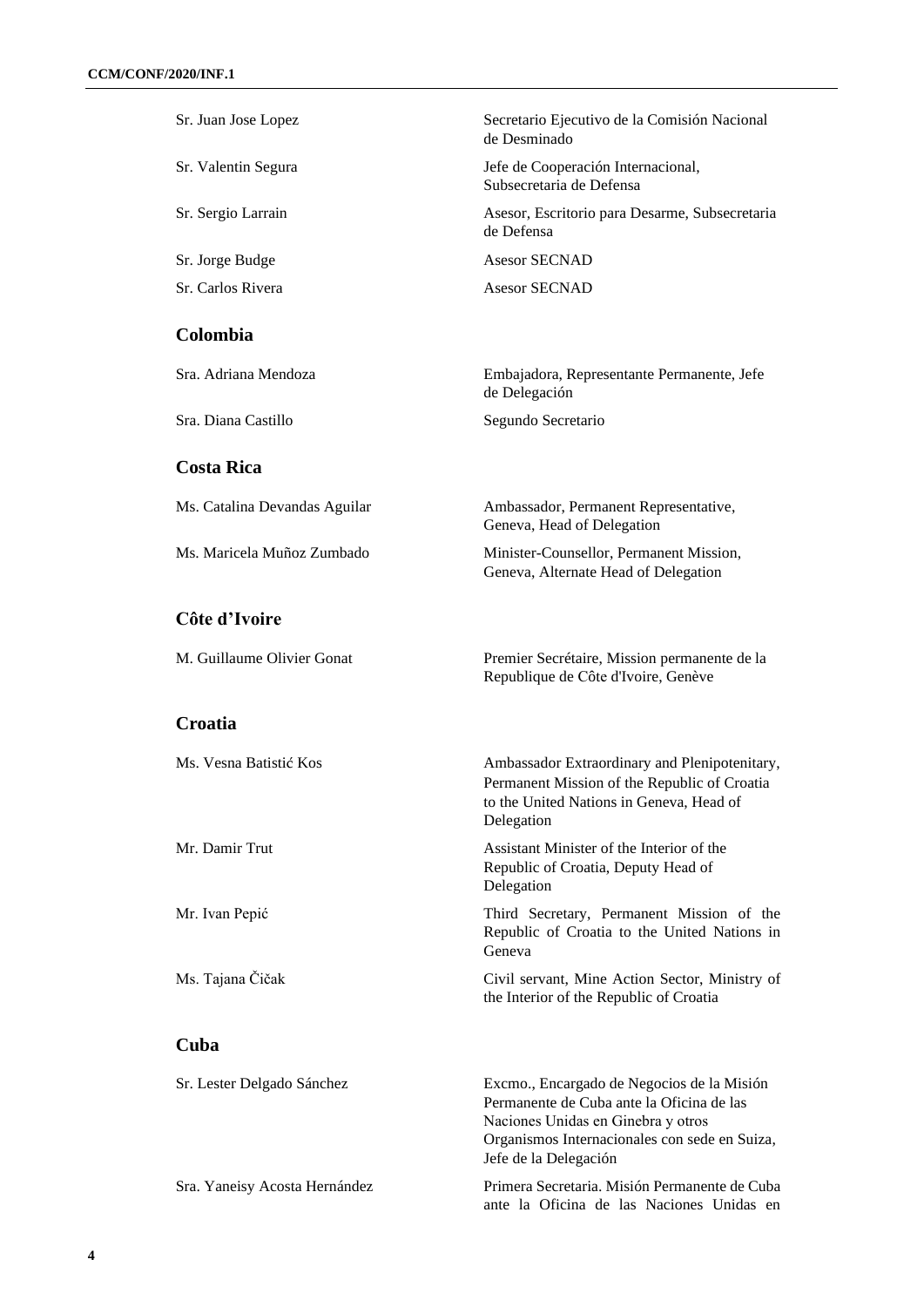| | |
|---|---|
| Sr. Juan Jose Lopez | Secretario Ejecutivo de la Comisión Nacional de Desminado |
| Sr. Valentin Segura | Jefe de Cooperación Internacional, Subsecretaria de Defensa |
| Sr. Sergio Larrain | Asesor, Escritorio para Desarme, Subsecretaria de Defensa |
| Sr. Jorge Budge | Asesor SECNAD |
| Sr. Carlos Rivera | Asesor SECNAD |

## Colombia

| | |
|---|---|
| Sra. Adriana Mendoza | Embajadora, Representante Permanente, Jefe de Delegación |
| Sra. Diana Castillo | Segundo Secretario |

## Costa Rica

| | |
|---|---|
| Ms. Catalina Devandas Aguilar | Ambassador, Permanent Representative, Geneva, Head of Delegation |
| Ms. Maricela Muñoz Zumbado | Minister-Counsellor, Permanent Mission, Geneva, Alternate Head of Delegation |

## Côte d'Ivoire

| | |
|---|---|
| M. Guillaume Olivier Gonat | Premier Secrétaire, Mission permanente de la Republique de Côte d'Ivoire, Genève |

## Croatia

| | |
|---|---|
| Ms. Vesna Batistić Kos | Ambassador Extraordinary and Plenipotenitary, Permanent Mission of the Republic of Croatia to the United Nations in Geneva, Head of Delegation |
| Mr. Damir Trut | Assistant Minister of the Interior of the Republic of Croatia, Deputy Head of Delegation |
| Mr. Ivan Pepić | Third Secretary, Permanent Mission of the Republic of Croatia to the United Nations in Geneva |
| Ms. Tajana Čičak | Civil servant, Mine Action Sector, Ministry of the Interior of the Republic of Croatia |

## Cuba

| | |
|---|---|
| Sr. Lester Delgado Sánchez | Excmo., Encargado de Negocios de la Misión Permanente de Cuba ante la Oficina de las Naciones Unidas en Ginebra y otros Organismos Internacionales con sede en Suiza, Jefe de la Delegación |
| Sra. Yaneisy Acosta Hernández | Primera Secretaria. Misión Permanente de Cuba ante la Oficina de las Naciones Unidas en |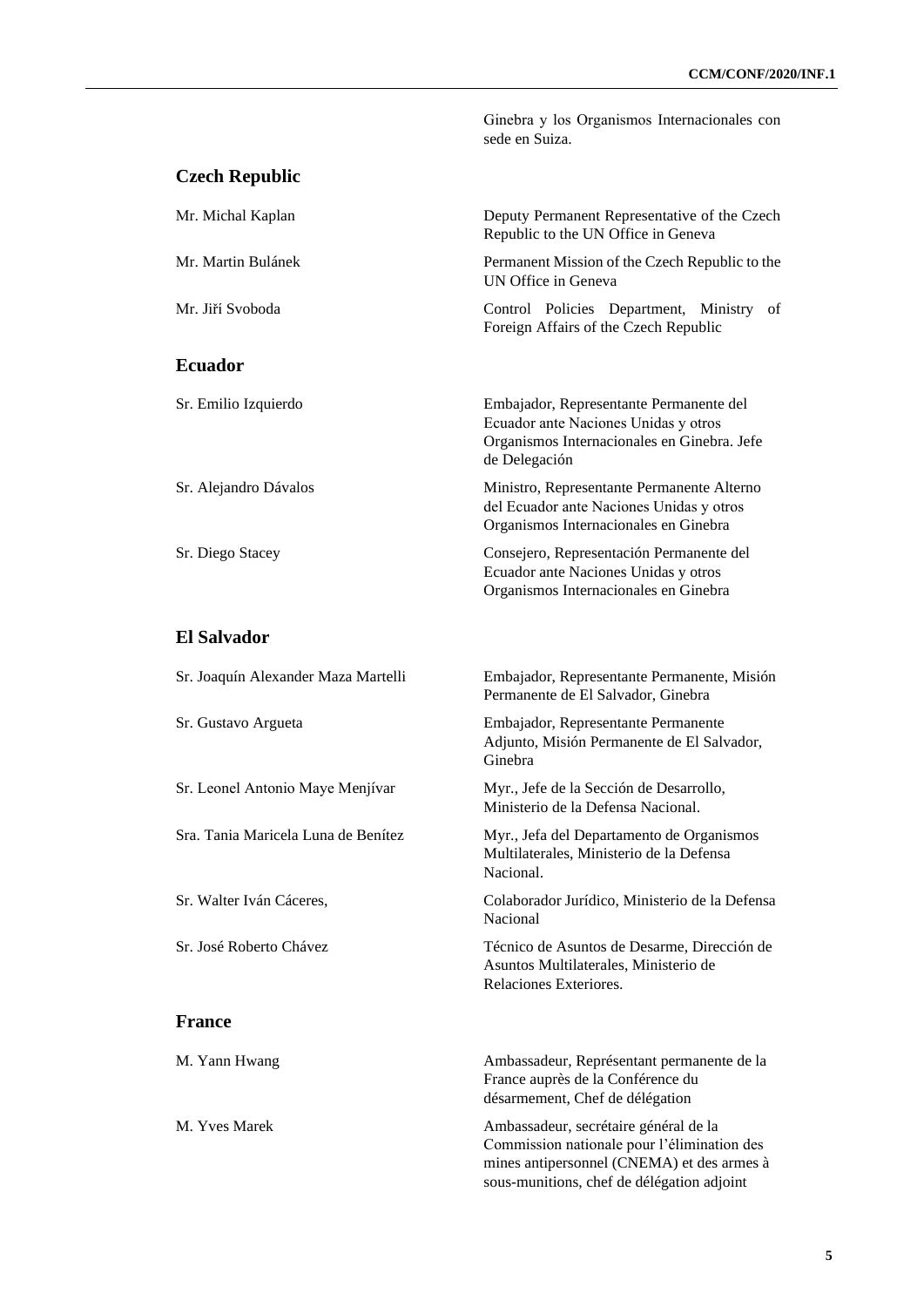Ginebra y los Organismos Internacionales con sede en Suiza.

## Czech Republic

| | |
|---|---|
| Mr. Michal Kaplan | Deputy Permanent Representative of the Czech Republic to the UN Office in Geneva |
| Mr. Martin Bulánek | Permanent Mission of the Czech Republic to the UN Office in Geneva |
| Mr. Jiří Svoboda | Control Policies Department, Ministry of Foreign Affairs of the Czech Republic |

## Ecuador

| | |
|---|---|
| Sr. Emilio Izquierdo | Embajador, Representante Permanente del Ecuador ante Naciones Unidas y otros Organismos Internacionales en Ginebra. Jefe de Delegación |
| Sr. Alejandro Dávalos | Ministro, Representante Permanente Alterno del Ecuador ante Naciones Unidas y otros Organismos Internacionales en Ginebra |
| Sr. Diego Stacey | Consejero, Representación Permanente del Ecuador ante Naciones Unidas y otros Organismos Internacionales en Ginebra |

## El Salvador

| | |
|---|---|
| Sr. Joaquín Alexander Maza Martelli | Embajador, Representante Permanente, Misión Permanente de El Salvador, Ginebra |
| Sr. Gustavo Argueta | Embajador, Representante Permanente Adjunto, Misión Permanente de El Salvador, Ginebra |
| Sr. Leonel Antonio Maye Menjívar | Myr., Jefe de la Sección de Desarrollo, Ministerio de la Defensa Nacional. |
| Sra. Tania Maricela Luna de Benítez | Myr., Jefa del Departamento de Organismos Multilaterales, Ministerio de la Defensa Nacional. |
| Sr. Walter Iván Cáceres, | Colaborador Jurídico, Ministerio de la Defensa Nacional |
| Sr. José Roberto Chávez | Técnico de Asuntos de Desarme, Dirección de Asuntos Multilaterales, Ministerio de Relaciones Exteriores. |

## France

| | |
|---|---|
| M. Yann Hwang | Ambassadeur, Représentant permanente de la France auprès de la Conférence du désarmement, Chef de délégation |
| M. Yves Marek | Ambassadeur, secrétaire général de la Commission nationale pour l'élimination des mines antipersonnel (CNEMA) et des armes à sous-munitions, chef de délégation adjoint |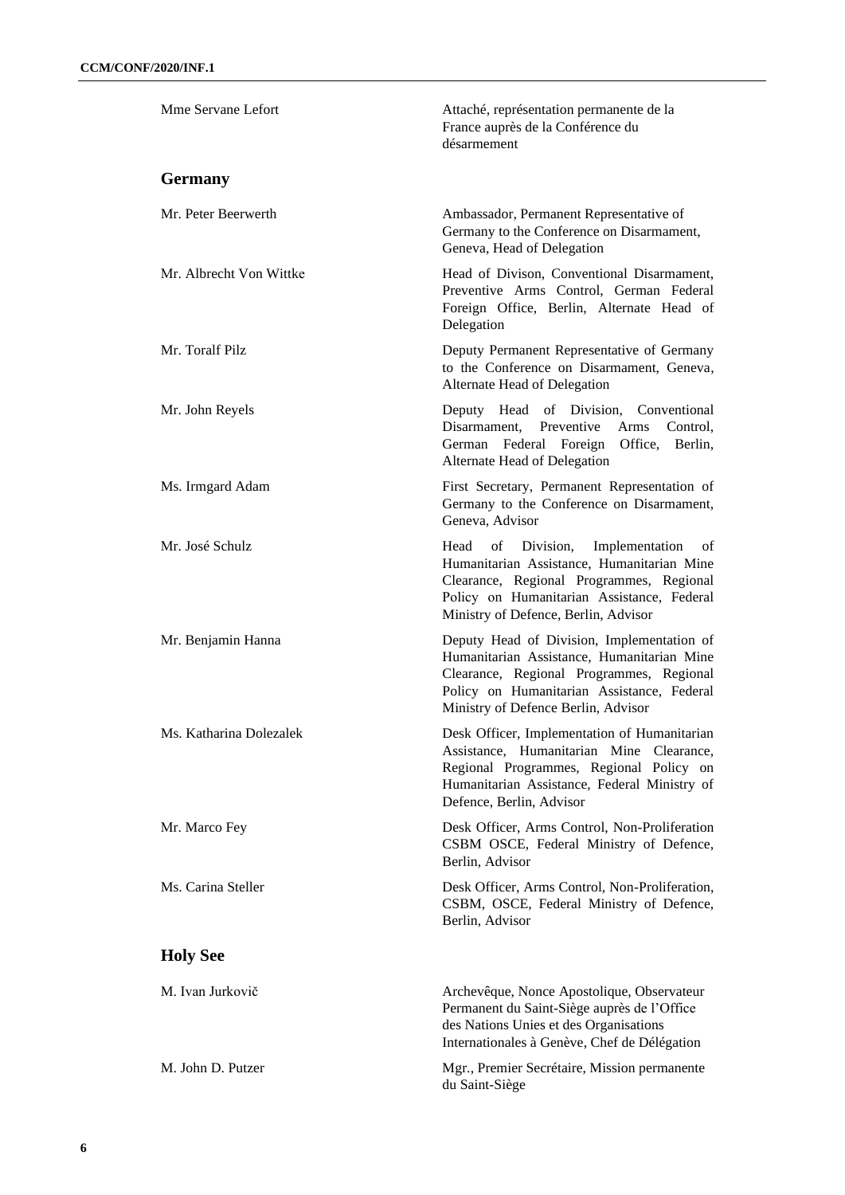| | |
|---|---|
| Mme Servane Lefort | Attaché, représentation permanente de la France auprès de la Conférence du désarmement |

## Germany

| | |
|---|---|
| Mr. Peter Beerwerth | Ambassador, Permanent Representative of Germany to the Conference on Disarmament, Geneva, Head of Delegation |
| Mr. Albrecht Von Wittke | Head of Divison, Conventional Disarmament, Preventive Arms Control, German Federal Foreign Office, Berlin, Alternate Head of Delegation |
| Mr. Toralf Pilz | Deputy Permanent Representative of Germany to the Conference on Disarmament, Geneva, Alternate Head of Delegation |
| Mr. John Reyels | Deputy Head of Division, Conventional Disarmament, Preventive Arms Control, German Federal Foreign Office, Berlin, Alternate Head of Delegation |
| Ms. Irmgard Adam | First Secretary, Permanent Representation of Germany to the Conference on Disarmament, Geneva, Advisor |
| Mr. José Schulz | Head of Division, Implementation of Humanitarian Assistance, Humanitarian Mine Clearance, Regional Programmes, Regional Policy on Humanitarian Assistance, Federal Ministry of Defence, Berlin, Advisor |
| Mr. Benjamin Hanna | Deputy Head of Division, Implementation of Humanitarian Assistance, Humanitarian Mine Clearance, Regional Programmes, Regional Policy on Humanitarian Assistance, Federal Ministry of Defence Berlin, Advisor |
| Ms. Katharina Dolezalek | Desk Officer, Implementation of Humanitarian Assistance, Humanitarian Mine Clearance, Regional Programmes, Regional Policy on Humanitarian Assistance, Federal Ministry of Defence, Berlin, Advisor |
| Mr. Marco Fey | Desk Officer, Arms Control, Non-Proliferation CSBM OSCE, Federal Ministry of Defence, Berlin, Advisor |
| Ms. Carina Steller | Desk Officer, Arms Control, Non-Proliferation, CSBM, OSCE, Federal Ministry of Defence, Berlin, Advisor |

## Holy See

| | |
|---|---|
| M. Ivan Jurkovič | Archevêque, Nonce Apostolique, Observateur Permanent du Saint-Siège auprès de l'Office des Nations Unies et des Organisations Internationales à Genève, Chef de Délégation |
| M. John D. Putzer | Mgr., Premier Secrétaire, Mission permanente du Saint-Siège |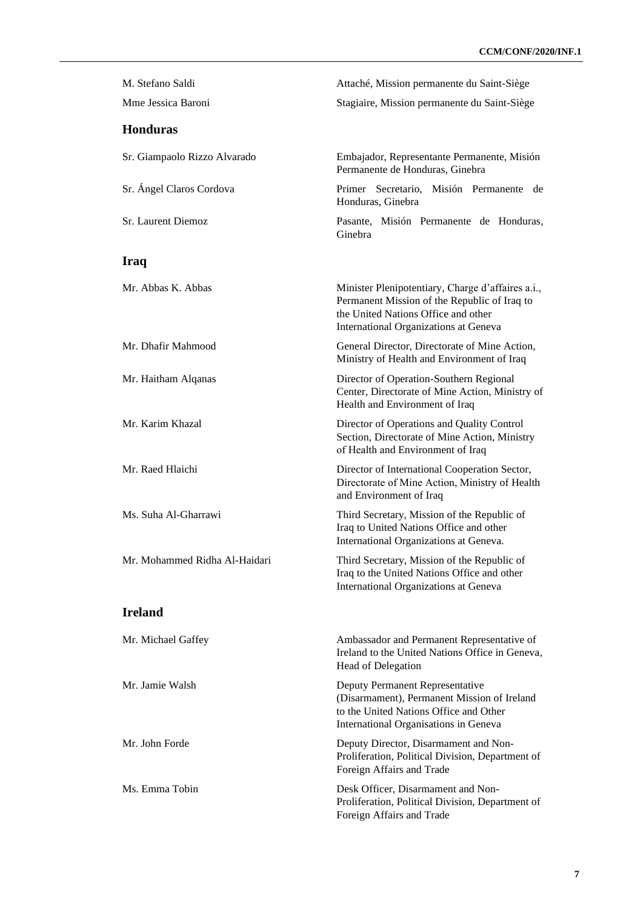| | |
|---|---|
| M. Stefano Saldi | Attaché, Mission permanente du Saint-Siège |
| Mme Jessica Baroni | Stagiaire, Mission permanente du Saint-Siège |

## Honduras

| | |
|---|---|
| Sr. Giampaolo Rizzo Alvarado | Embajador, Representante Permanente, Misión Permanente de Honduras, Ginebra |
| Sr. Ángel Claros Cordova | Primer Secretario, Misión Permanente de Honduras, Ginebra |
| Sr. Laurent Diemoz | Pasante, Misión Permanente de Honduras, Ginebra |

## Iraq

| | |
|---|---|
| Mr. Abbas K. Abbas | Minister Plenipotentiary, Charge d'affaires a.i., Permanent Mission of the Republic of Iraq to the United Nations Office and other International Organizations at Geneva |
| Mr. Dhafir Mahmood | General Director, Directorate of Mine Action, Ministry of Health and Environment of Iraq |
| Mr. Haitham Alqanas | Director of Operation-Southern Regional Center, Directorate of Mine Action, Ministry of Health and Environment of Iraq |
| Mr. Karim Khazal | Director of Operations and Quality Control Section, Directorate of Mine Action, Ministry of Health and Environment of Iraq |
| Mr. Raed Hlaichi | Director of International Cooperation Sector, Directorate of Mine Action, Ministry of Health and Environment of Iraq |
| Ms. Suha Al-Gharrawi | Third Secretary, Mission of the Republic of Iraq to United Nations Office and other International Organizations at Geneva. |
| Mr. Mohammed Ridha Al-Haidari | Third Secretary, Mission of the Republic of Iraq to the United Nations Office and other International Organizations at Geneva |

## Ireland

| | |
|---|---|
| Mr. Michael Gaffey | Ambassador and Permanent Representative of Ireland to the United Nations Office in Geneva, Head of Delegation |
| Mr. Jamie Walsh | Deputy Permanent Representative (Disarmament), Permanent Mission of Ireland to the United Nations Office and Other International Organisations in Geneva |
| Mr. John Forde | Deputy Director, Disarmament and Non-Proliferation, Political Division, Department of Foreign Affairs and Trade |
| Ms. Emma Tobin | Desk Officer, Disarmament and Non-Proliferation, Political Division, Department of Foreign Affairs and Trade |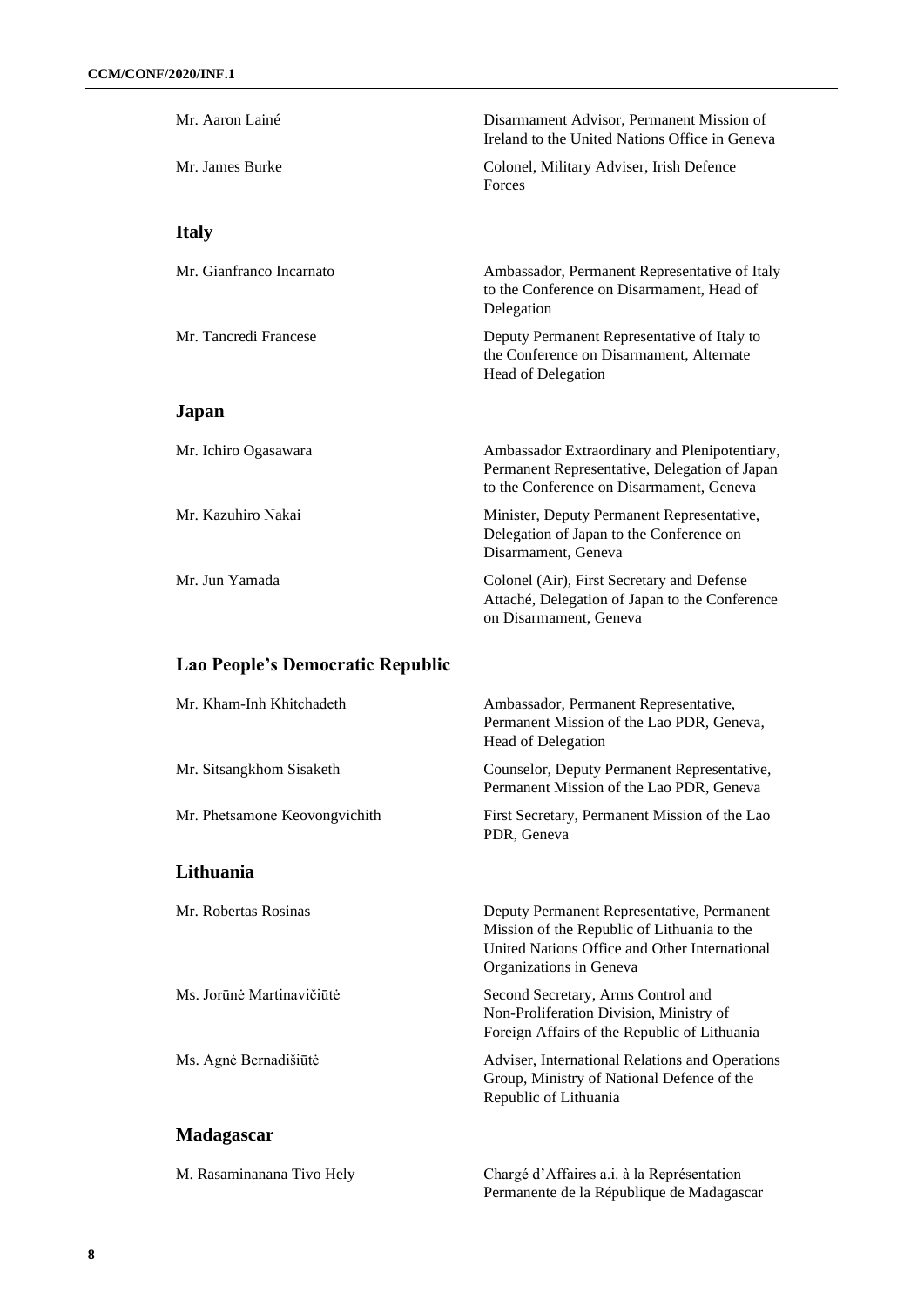| | |
|---|---|
| Mr. Aaron Lainé | Disarmament Advisor, Permanent Mission of Ireland to the United Nations Office in Geneva |
| Mr. James Burke | Colonel, Military Adviser, Irish Defence Forces |

## Italy

| | |
|---|---|
| Mr. Gianfranco Incarnato | Ambassador, Permanent Representative of Italy to the Conference on Disarmament, Head of Delegation |
| Mr. Tancredi Francese | Deputy Permanent Representative of Italy to the Conference on Disarmament, Alternate Head of Delegation |

## Japan

| | |
|---|---|
| Mr. Ichiro Ogasawara | Ambassador Extraordinary and Plenipotentiary, Permanent Representative, Delegation of Japan to the Conference on Disarmament, Geneva |
| Mr. Kazuhiro Nakai | Minister, Deputy Permanent Representative, Delegation of Japan to the Conference on Disarmament, Geneva |
| Mr. Jun Yamada | Colonel (Air), First Secretary and Defense Attaché, Delegation of Japan to the Conference on Disarmament, Geneva |

## Lao People's Democratic Republic

| | |
|---|---|
| Mr. Kham-Inh Khitchadeth | Ambassador, Permanent Representative, Permanent Mission of the Lao PDR, Geneva, Head of Delegation |
| Mr. Sitsangkhom Sisaketh | Counselor, Deputy Permanent Representative, Permanent Mission of the Lao PDR, Geneva |
| Mr. Phetsamone Keovongvichith | First Secretary, Permanent Mission of the Lao PDR, Geneva |

## Lithuania

| | |
|---|---|
| Mr. Robertas Rosinas | Deputy Permanent Representative, Permanent Mission of the Republic of Lithuania to the United Nations Office and Other International Organizations in Geneva |
| Ms. Jorūnė Martinavičiūtė | Second Secretary, Arms Control and Non-Proliferation Division, Ministry of Foreign Affairs of the Republic of Lithuania |
| Ms. Agnė Bernadišiūtė | Adviser, International Relations and Operations Group, Ministry of National Defence of the Republic of Lithuania |

## Madagascar

| | |
|---|---|
| M. Rasaminanana Tivo Hely | Chargé d'Affaires a.i. à la Représentation Permanente de la République de Madagascar |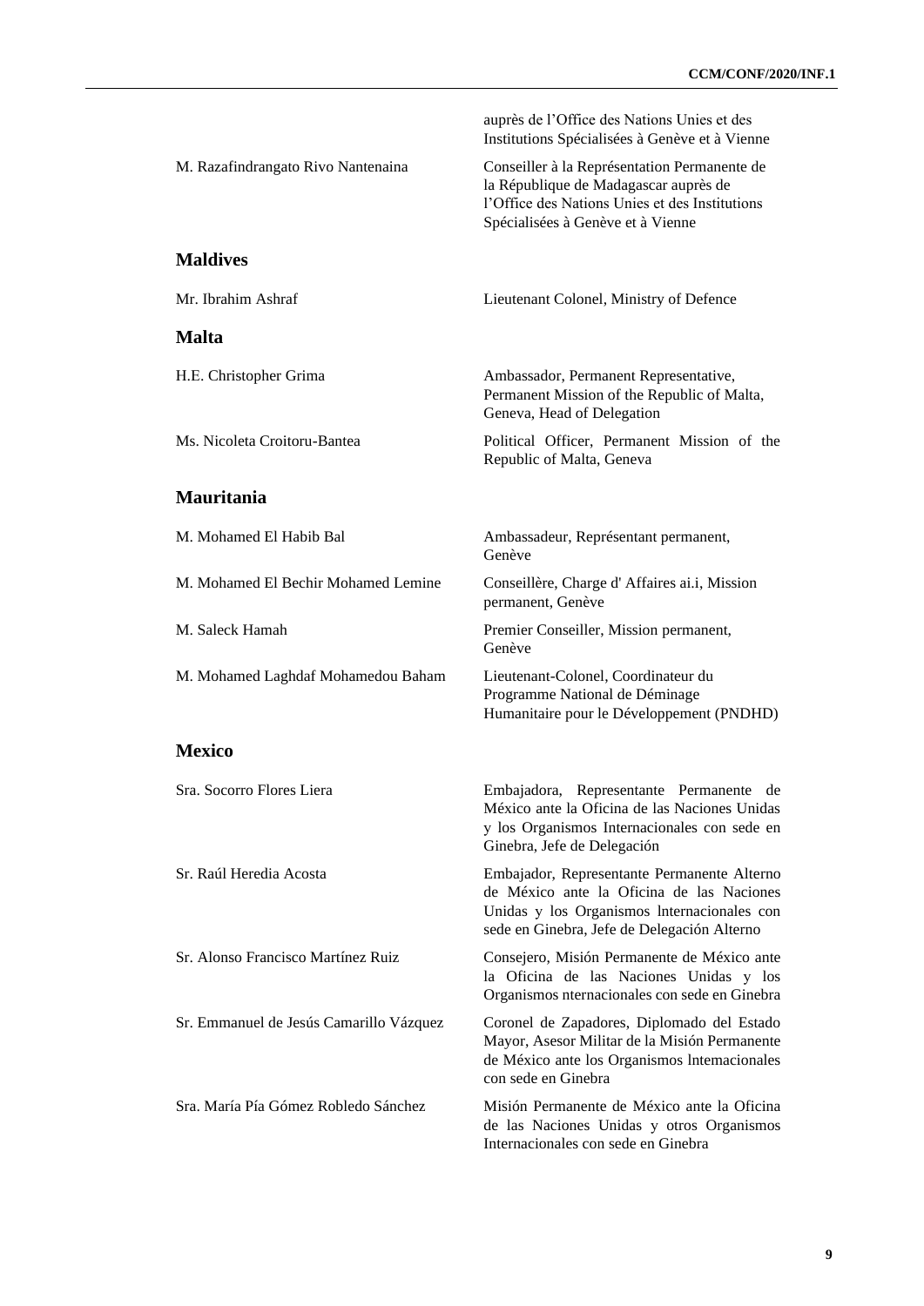| | auprès de l'Office des Nations Unies et des Institutions Spécialisées à Genève et à Vienne |
|---|---|
| M. Razafindrangato Rivo Nantenaina | Conseiller à la Représentation Permanente de la République de Madagascar auprès de l'Office des Nations Unies et des Institutions Spécialisées à Genève et à Vienne |

**Maldives**

| | |
|---|---|
| Mr. Ibrahim Ashraf | Lieutenant Colonel, Ministry of Defence |

**Malta**

| | |
|---|---|
| H.E. Christopher Grima | Ambassador, Permanent Representative, Permanent Mission of the Republic of Malta, Geneva, Head of Delegation |
| Ms. Nicoleta Croitoru-Bantea | Political Officer, Permanent Mission of the Republic of Malta, Geneva |

**Mauritania**

| | |
|---|---|
| M. Mohamed El Habib Bal | Ambassadeur, Représentant permanent, Genève |
| M. Mohamed El Bechir Mohamed Lemine | Conseillère, Charge d' Affaires ai.i, Mission permanent, Genève |
| M. Saleck Hamah | Premier Conseiller, Mission permanent, Genève |
| M. Mohamed Laghdaf Mohamedou Baham | Lieutenant-Colonel, Coordinateur du Programme National de Déminage Humanitaire pour le Développement (PNDHD) |

**Mexico**

| | |
|---|---|
| Sra. Socorro Flores Liera | Embajadora, Representante Permanente de México ante la Oficina de las Naciones Unidas y los Organismos Internacionales con sede en Ginebra, Jefe de Delegación |
| Sr. Raúl Heredia Acosta | Embajador, Representante Permanente Alterno de México ante la Oficina de las Naciones Unidas y los Organismos lnternacionales con sede en Ginebra, Jefe de Delegación Alterno |
| Sr. Alonso Francisco Martínez Ruiz | Consejero, Misión Permanente de México ante la Oficina de las Naciones Unidas y los Organismos nternacionales con sede en Ginebra |
| Sr. Emmanuel de Jesús Camarillo Vázquez | Coronel de Zapadores, Diplomado del Estado Mayor, Asesor Militar de la Misión Permanente de México ante los Organismos lntemacionales con sede en Ginebra |
| Sra. María Pía Gómez Robledo Sánchez | Misión Permanente de México ante la Oficina de las Naciones Unidas y otros Organismos Internacionales con sede en Ginebra |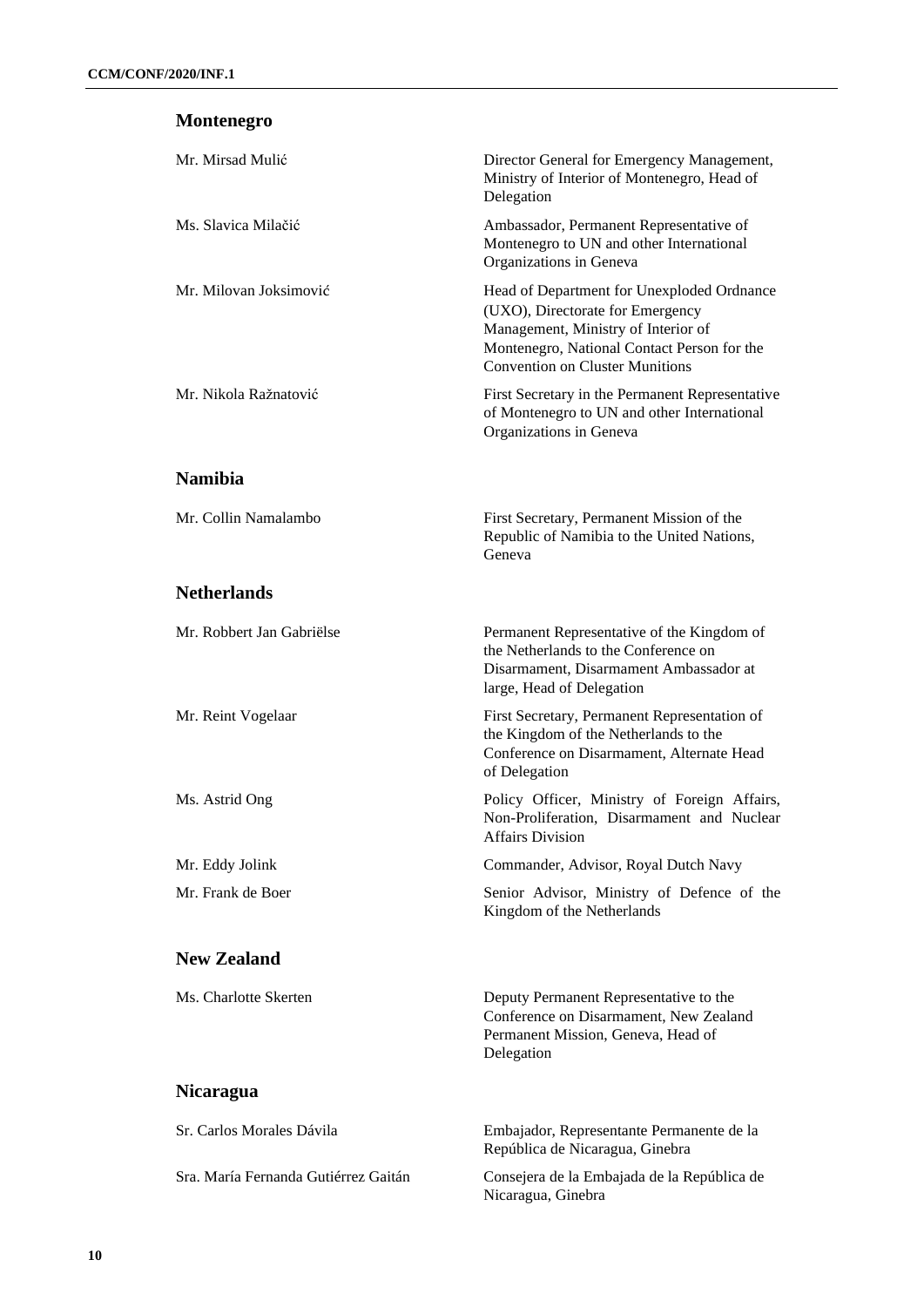## Montenegro

| | |
|---|---|
| Mr. Mirsad Mulić | Director General for Emergency Management, Ministry of Interior of Montenegro, Head of Delegation |
| Ms. Slavica Milačić | Ambassador, Permanent Representative of Montenegro to UN and other International Organizations in Geneva |
| Mr. Milovan Joksimović | Head of Department for Unexploded Ordnance (UXO), Directorate for Emergency Management, Ministry of Interior of Montenegro, National Contact Person for the Convention on Cluster Munitions |
| Mr. Nikola Ražnatović | First Secretary in the Permanent Representative of Montenegro to UN and other International Organizations in Geneva |

## Namibia

| | |
|---|---|
| Mr. Collin Namalambo | First Secretary, Permanent Mission of the Republic of Namibia to the United Nations, Geneva |

## Netherlands

| | |
|---|---|
| Mr. Robbert Jan Gabriëlse | Permanent Representative of the Kingdom of the Netherlands to the Conference on Disarmament, Disarmament Ambassador at large, Head of Delegation |
| Mr. Reint Vogelaar | First Secretary, Permanent Representation of the Kingdom of the Netherlands to the Conference on Disarmament, Alternate Head of Delegation |
| Ms. Astrid Ong | Policy Officer, Ministry of Foreign Affairs, Non-Proliferation, Disarmament and Nuclear Affairs Division |
| Mr. Eddy Jolink | Commander, Advisor, Royal Dutch Navy |
| Mr. Frank de Boer | Senior Advisor, Ministry of Defence of the Kingdom of the Netherlands |

## New Zealand

| | |
|---|---|
| Ms. Charlotte Skerten | Deputy Permanent Representative to the Conference on Disarmament, New Zealand Permanent Mission, Geneva, Head of Delegation |

## Nicaragua

| | |
|---|---|
| Sr. Carlos Morales Dávila | Embajador, Representante Permanente de la República de Nicaragua, Ginebra |
| Sra. María Fernanda Gutiérrez Gaitán | Consejera de la Embajada de la República de Nicaragua, Ginebra |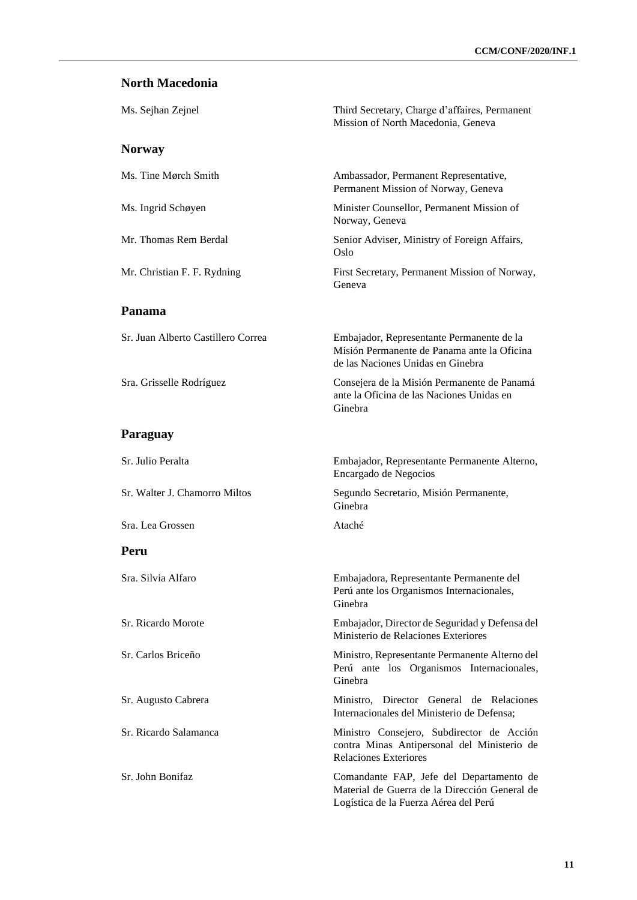## North Macedonia

| | |
|---|---|
| Ms. Sejhan Zejnel | Third Secretary, Charge d'affaires, Permanent Mission of North Macedonia, Geneva |

## Norway

| | |
|---|---|
| Ms. Tine Mørch Smith | Ambassador, Permanent Representative, Permanent Mission of Norway, Geneva |
| Ms. Ingrid Schøyen | Minister Counsellor, Permanent Mission of Norway, Geneva |
| Mr. Thomas Rem Berdal | Senior Adviser, Ministry of Foreign Affairs, Oslo |
| Mr. Christian F. F. Rydning | First Secretary, Permanent Mission of Norway, Geneva |

## Panama

| | |
|---|---|
| Sr. Juan Alberto Castillero Correa | Embajador, Representante Permanente de la Misión Permanente de Panama ante la Oficina de las Naciones Unidas en Ginebra |
| Sra. Grisselle Rodríguez | Consejera de la Misión Permanente de Panamá ante la Oficina de las Naciones Unidas en Ginebra |

## Paraguay

| | |
|---|---|
| Sr. Julio Peralta | Embajador, Representante Permanente Alterno, Encargado de Negocios |
| Sr. Walter J. Chamorro Miltos | Segundo Secretario, Misión Permanente, Ginebra |
| Sra. Lea Grossen | Ataché |

## Peru

| | |
|---|---|
| Sra. Silvia Alfaro | Embajadora, Representante Permanente del Perú ante los Organismos Internacionales, Ginebra |
| Sr. Ricardo Morote | Embajador, Director de Seguridad y Defensa del Ministerio de Relaciones Exteriores |
| Sr. Carlos Briceño | Ministro, Representante Permanente Alterno del Perú ante los Organismos Internacionales, Ginebra |
| Sr. Augusto Cabrera | Ministro, Director General de Relaciones Internacionales del Ministerio de Defensa; |
| Sr. Ricardo Salamanca | Ministro Consejero, Subdirector de Acción contra Minas Antipersonal del Ministerio de Relaciones Exteriores |
| Sr. John Bonifaz | Comandante FAP, Jefe del Departamento de Material de Guerra de la Dirección General de Logística de la Fuerza Aérea del Perú |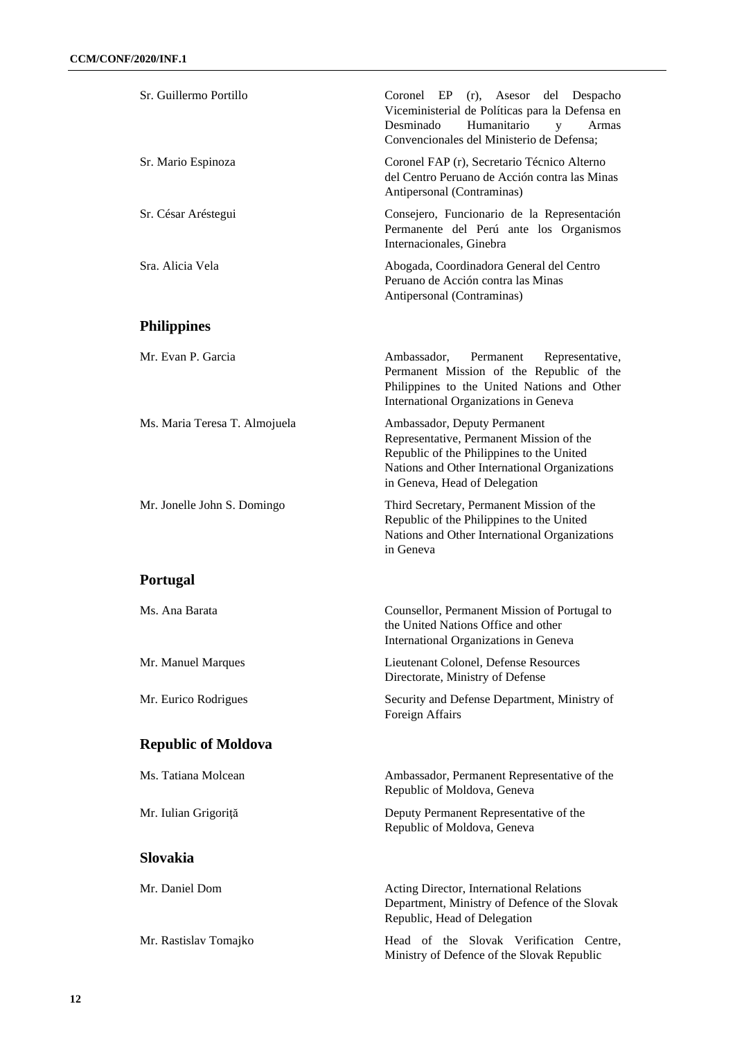| | |
|---|---|
| Sr. Guillermo Portillo | Coronel EP (r), Asesor del Despacho Viceministerial de Políticas para la Defensa en Desminado Humanitario y Armas Convencionales del Ministerio de Defensa; |
| Sr. Mario Espinoza | Coronel FAP (r), Secretario Técnico Alterno del Centro Peruano de Acción contra las Minas Antipersonal (Contraminas) |
| Sr. César Aréstegui | Consejero, Funcionario de la Representación Permanente del Perú ante los Organismos Internacionales, Ginebra |
| Sra. Alicia Vela | Abogada, Coordinadora General del Centro Peruano de Acción contra las Minas Antipersonal (Contraminas) |

## Philippines

| | |
|---|---|
| Mr. Evan P. Garcia | Ambassador, Permanent Representative, Permanent Mission of the Republic of the Philippines to the United Nations and Other International Organizations in Geneva |
| Ms. Maria Teresa T. Almojuela | Ambassador, Deputy Permanent Representative, Permanent Mission of the Republic of the Philippines to the United Nations and Other International Organizations in Geneva, Head of Delegation |
| Mr. Jonelle John S. Domingo | Third Secretary, Permanent Mission of the Republic of the Philippines to the United Nations and Other International Organizations in Geneva |

## Portugal

| | |
|---|---|
| Ms. Ana Barata | Counsellor, Permanent Mission of Portugal to the United Nations Office and other International Organizations in Geneva |
| Mr. Manuel Marques | Lieutenant Colonel, Defense Resources Directorate, Ministry of Defense |
| Mr. Eurico Rodrigues | Security and Defense Department, Ministry of Foreign Affairs |

## Republic of Moldova

| | |
|---|---|
| Ms. Tatiana Molcean | Ambassador, Permanent Representative of the Republic of Moldova, Geneva |
| Mr. Iulian Grigoriţă | Deputy Permanent Representative of the Republic of Moldova, Geneva |

## Slovakia

| | |
|---|---|
| Mr. Daniel Dom | Acting Director, International Relations Department, Ministry of Defence of the Slovak Republic, Head of Delegation |
| Mr. Rastislav Tomajko | Head of the Slovak Verification Centre, Ministry of Defence of the Slovak Republic |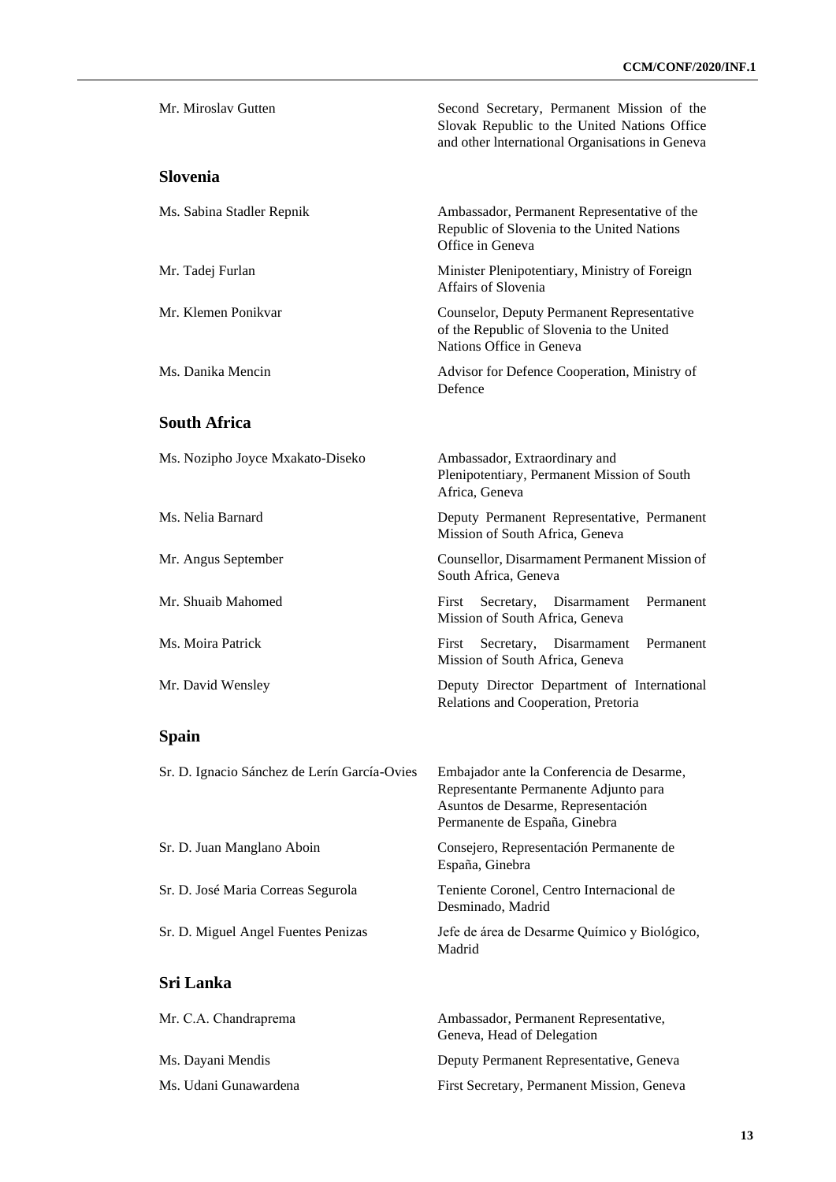| | |
|---|---|
| Mr. Miroslav Gutten | Second Secretary, Permanent Mission of the Slovak Republic to the United Nations Office and other lnternational Organisations in Geneva |

## Slovenia

| | |
|---|---|
| Ms. Sabina Stadler Repnik | Ambassador, Permanent Representative of the Republic of Slovenia to the United Nations Office in Geneva |
| Mr. Tadej Furlan | Minister Plenipotentiary, Ministry of Foreign Affairs of Slovenia |
| Mr. Klemen Ponikvar | Counselor, Deputy Permanent Representative of the Republic of Slovenia to the United Nations Office in Geneva |
| Ms. Danika Mencin | Advisor for Defence Cooperation, Ministry of Defence |

## South Africa

| | |
|---|---|
| Ms. Nozipho Joyce Mxakato-Diseko | Ambassador, Extraordinary and Plenipotentiary, Permanent Mission of South Africa, Geneva |
| Ms. Nelia Barnard | Deputy Permanent Representative, Permanent Mission of South Africa, Geneva |
| Mr. Angus September | Counsellor, Disarmament Permanent Mission of South Africa, Geneva |
| Mr. Shuaib Mahomed | First Secretary, Disarmament Permanent Mission of South Africa, Geneva |
| Ms. Moira Patrick | First Secretary, Disarmament Permanent Mission of South Africa, Geneva |
| Mr. David Wensley | Deputy Director Department of International Relations and Cooperation, Pretoria |

## Spain

| | |
|---|---|
| Sr. D. Ignacio Sánchez de Lerín García-Ovies | Embajador ante la Conferencia de Desarme, Representante Permanente Adjunto para Asuntos de Desarme, Representación Permanente de España, Ginebra |
| Sr. D. Juan Manglano Aboin | Consejero, Representación Permanente de España, Ginebra |
| Sr. D. José Maria Correas Segurola | Teniente Coronel, Centro Internacional de Desminado, Madrid |
| Sr. D. Miguel Angel Fuentes Penizas | Jefe de área de Desarme Químico y Biológico, Madrid |

## Sri Lanka

| | |
|---|---|
| Mr. C.A. Chandraprema | Ambassador, Permanent Representative, Geneva, Head of Delegation |
| Ms. Dayani Mendis | Deputy Permanent Representative, Geneva |
| Ms. Udani Gunawardena | First Secretary, Permanent Mission, Geneva |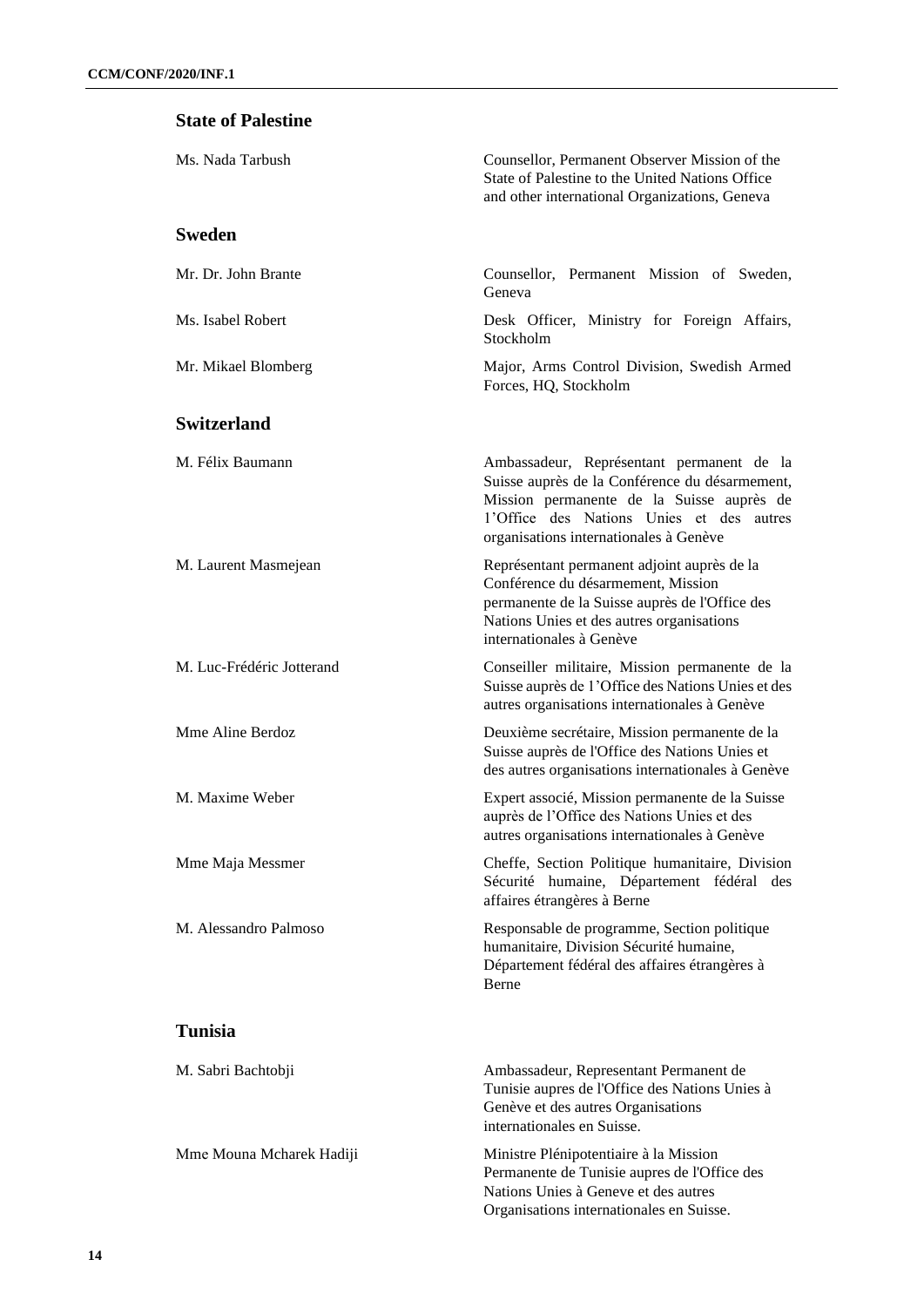## State of Palestine

| | |
|---|---|
| Ms. Nada Tarbush | Counsellor, Permanent Observer Mission of the State of Palestine to the United Nations Office and other international Organizations, Geneva |

## Sweden

| | |
|---|---|
| Mr. Dr. John Brante | Counsellor, Permanent Mission of Sweden, Geneva |
| Ms. Isabel Robert | Desk Officer, Ministry for Foreign Affairs, Stockholm |
| Mr. Mikael Blomberg | Major, Arms Control Division, Swedish Armed Forces, HQ, Stockholm |

## Switzerland

| | |
|---|---|
| M. Félix Baumann | Ambassadeur, Représentant permanent de la Suisse auprès de la Conférence du désarmement, Mission permanente de la Suisse auprès de 1'Office des Nations Unies et des autres organisations internationales à Genève |
| M. Laurent Masmejean | Représentant permanent adjoint auprès de la Conférence du désarmement, Mission permanente de la Suisse auprès de l'Office des Nations Unies et des autres organisations internationales à Genève |
| M. Luc-Frédéric Jotterand | Conseiller militaire, Mission permanente de la Suisse auprès de 1'Office des Nations Unies et des autres organisations internationales à Genève |
| Mme Aline Berdoz | Deuxième secrétaire, Mission permanente de la Suisse auprès de l'Office des Nations Unies et des autres organisations internationales à Genève |
| M. Maxime Weber | Expert associé, Mission permanente de la Suisse auprès de l'Office des Nations Unies et des autres organisations internationales à Genève |
| Mme Maja Messmer | Cheffe, Section Politique humanitaire, Division Sécurité humaine, Département fédéral des affaires étrangères à Berne |
| M. Alessandro Palmoso | Responsable de programme, Section politique humanitaire, Division Sécurité humaine, Département fédéral des affaires étrangères à Berne |

## Tunisia

| | |
|---|---|
| M. Sabri Bachtobji | Ambassadeur, Representant Permanent de Tunisie aupres de l'Office des Nations Unies à Genève et des autres Organisations internationales en Suisse. |
| Mme Mouna Mcharek Hadiji | Ministre Plénipotentiaire à la Mission Permanente de Tunisie aupres de l'Office des Nations Unies à Geneve et des autres Organisations internationales en Suisse. |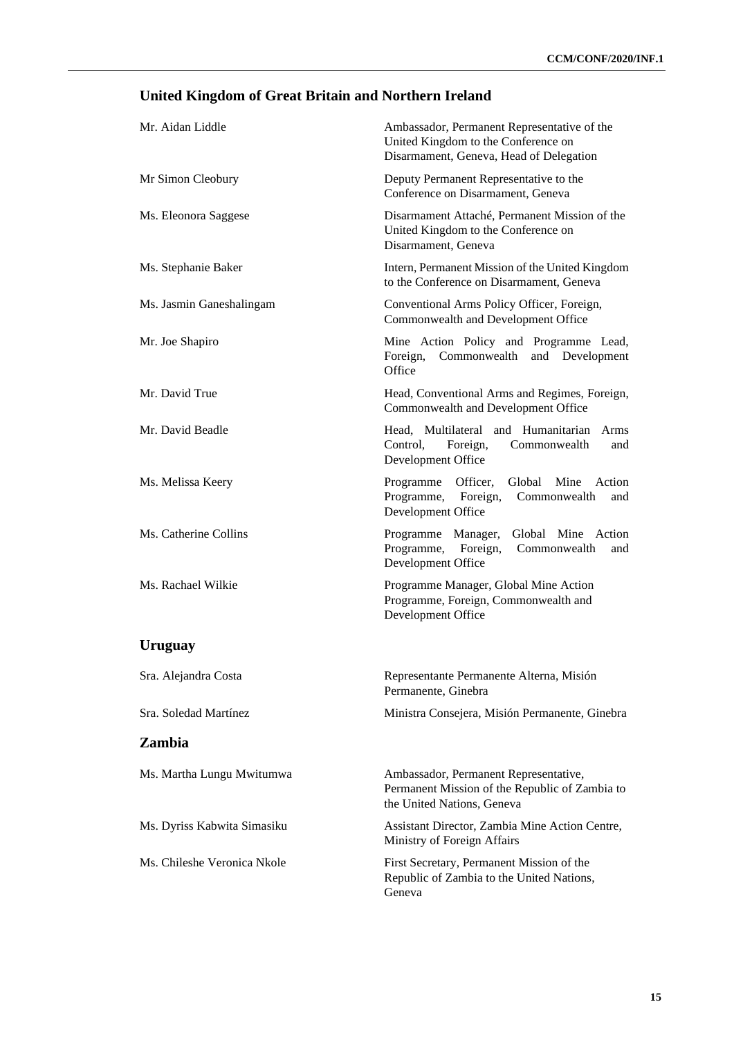## United Kingdom of Great Britain and Northern Ireland

| | |
|---|---|
| Mr. Aidan Liddle | Ambassador, Permanent Representative of the United Kingdom to the Conference on Disarmament, Geneva, Head of Delegation |
| Mr Simon Cleobury | Deputy Permanent Representative to the Conference on Disarmament, Geneva |
| Ms. Eleonora Saggese | Disarmament Attaché, Permanent Mission of the United Kingdom to the Conference on Disarmament, Geneva |
| Ms. Stephanie Baker | Intern, Permanent Mission of the United Kingdom to the Conference on Disarmament, Geneva |
| Ms. Jasmin Ganeshalingam | Conventional Arms Policy Officer, Foreign, Commonwealth and Development Office |
| Mr. Joe Shapiro | Mine Action Policy and Programme Lead, Foreign, Commonwealth and Development Office |
| Mr. David True | Head, Conventional Arms and Regimes, Foreign, Commonwealth and Development Office |
| Mr. David Beadle | Head, Multilateral and Humanitarian Arms Control, Foreign, Commonwealth and Development Office |
| Ms. Melissa Keery | Programme Officer, Global Mine Action Programme, Foreign, Commonwealth and Development Office |
| Ms. Catherine Collins | Programme Manager, Global Mine Action Programme, Foreign, Commonwealth and Development Office |
| Ms. Rachael Wilkie | Programme Manager, Global Mine Action Programme, Foreign, Commonwealth and Development Office |

## Uruguay

| | |
|---|---|
| Sra. Alejandra Costa | Representante Permanente Alterna, Misión Permanente, Ginebra |
| Sra. Soledad Martínez | Ministra Consejera, Misión Permanente, Ginebra |

## Zambia

| | |
|---|---|
| Ms. Martha Lungu Mwitumwa | Ambassador, Permanent Representative, Permanent Mission of the Republic of Zambia to the United Nations, Geneva |
| Ms. Dyriss Kabwita Simasiku | Assistant Director, Zambia Mine Action Centre, Ministry of Foreign Affairs |
| Ms. Chileshe Veronica Nkole | First Secretary, Permanent Mission of the Republic of Zambia to the United Nations, Geneva |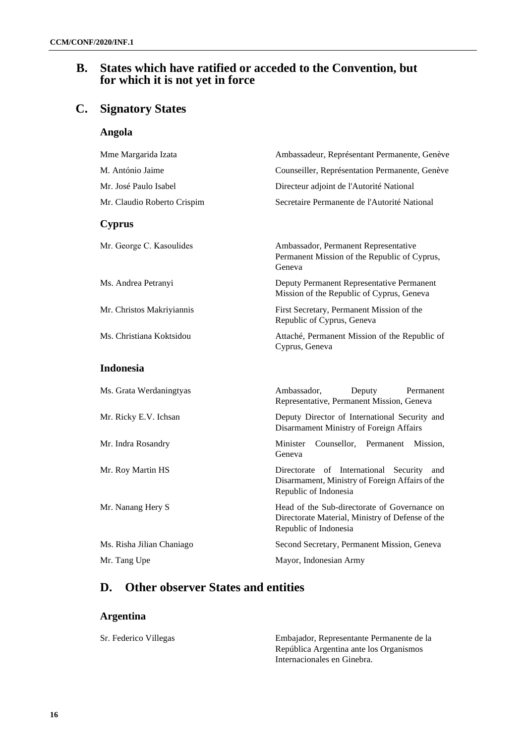## B. States which have ratified or acceded to the Convention, but for which it is not yet in force

## C. Signatory States

### Angola

| | |
|---|---|
| Mme Margarida Izata | Ambassadeur, Représentant Permanente, Genève |
| M. António Jaime | Counseiller, Représentation Permanente, Genève |
| Mr. José Paulo Isabel | Directeur adjoint de l'Autorité National |
| Mr. Claudio Roberto Crispim | Secretaire Permanente de l'Autorité National |

### Cyprus

| | |
|---|---|
| Mr. George C. Kasoulides | Ambassador, Permanent Representative Permanent Mission of the Republic of Cyprus, Geneva |
| Ms. Andrea Petranyi | Deputy Permanent Representative Permanent Mission of the Republic of Cyprus, Geneva |
| Mr. Christos Makriyiannis | First Secretary, Permanent Mission of the Republic of Cyprus, Geneva |
| Ms. Christiana Koktsidou | Attaché, Permanent Mission of the Republic of Cyprus, Geneva |

### Indonesia

| | |
|---|---|
| Ms. Grata Werdaningtyas | Ambassador, Deputy Permanent Representative, Permanent Mission, Geneva |
| Mr. Ricky E.V. Ichsan | Deputy Director of International Security and Disarmament Ministry of Foreign Affairs |
| Mr. Indra Rosandry | Minister Counsellor, Permanent Mission, Geneva |
| Mr. Roy Martin HS | Directorate of International Security and Disarmament, Ministry of Foreign Affairs of the Republic of Indonesia |
| Mr. Nanang Hery S | Head of the Sub-directorate of Governance on Directorate Material, Ministry of Defense of the Republic of Indonesia |
| Ms. Risha Jilian Chaniago | Second Secretary, Permanent Mission, Geneva |
| Mr. Tang Upe | Mayor, Indonesian Army |

## D. Other observer States and entities

### Argentina

| | |
|---|---|
| Sr. Federico Villegas | Embajador, Representante Permanente de la República Argentina ante los Organismos Internacionales en Ginebra. |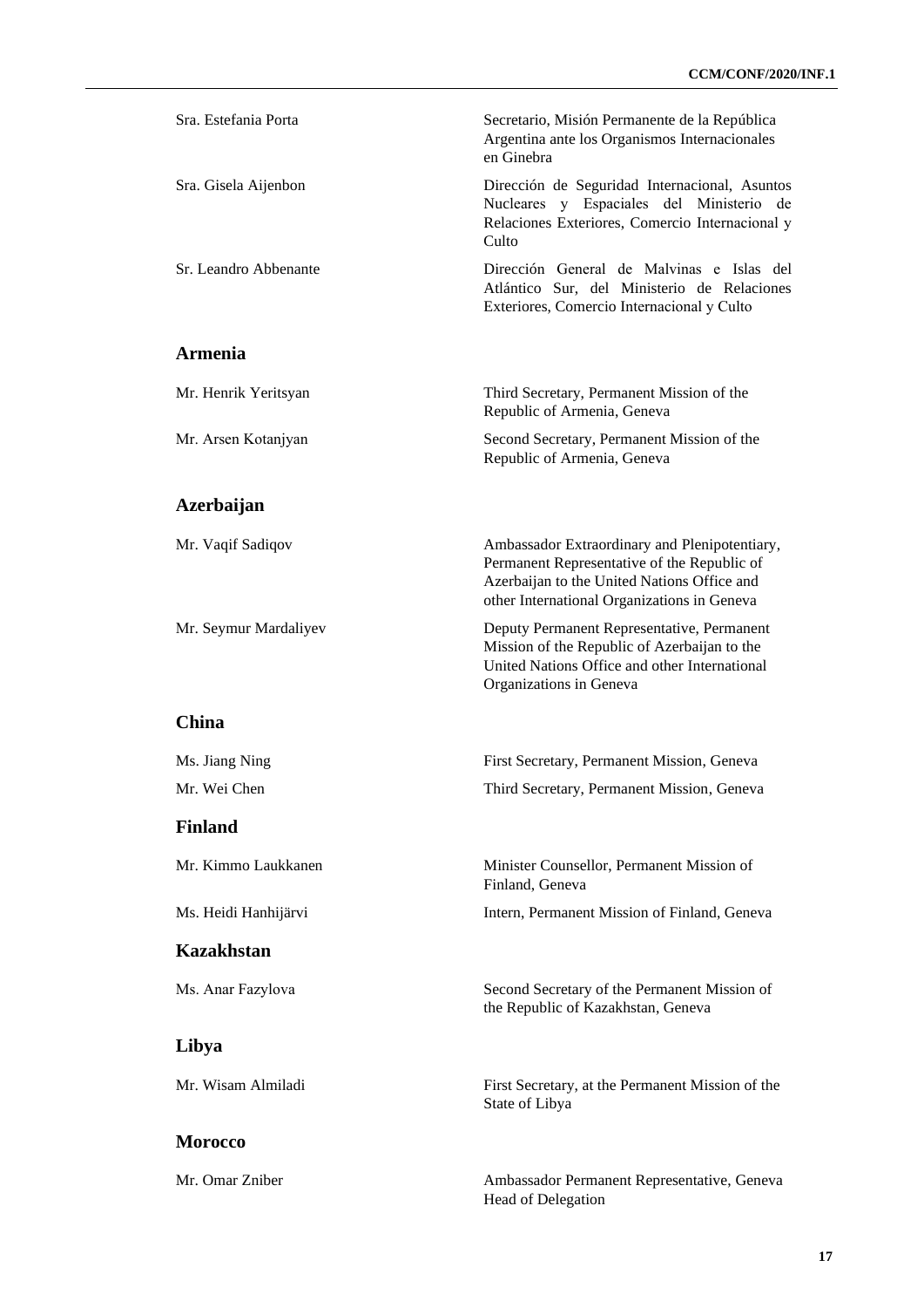| | |
|---|---|
| Sra. Estefania Porta | Secretario, Misión Permanente de la República Argentina ante los Organismos Internacionales en Ginebra |
| Sra. Gisela Aijenbon | Dirección de Seguridad Internacional, Asuntos Nucleares y Espaciales del Ministerio de Relaciones Exteriores, Comercio Internacional y Culto |
| Sr. Leandro Abbenante | Dirección General de Malvinas e Islas del Atlántico Sur, del Ministerio de Relaciones Exteriores, Comercio Internacional y Culto |

### Armenia

| | |
|---|---|
| Mr. Henrik Yeritsyan | Third Secretary, Permanent Mission of the Republic of Armenia, Geneva |
| Mr. Arsen Kotanjyan | Second Secretary, Permanent Mission of the Republic of Armenia, Geneva |

### Azerbaijan

| | |
|---|---|
| Mr. Vaqif Sadiqov | Ambassador Extraordinary and Plenipotentiary, Permanent Representative of the Republic of Azerbaijan to the United Nations Office and other International Organizations in Geneva |
| Mr. Seymur Mardaliyev | Deputy Permanent Representative, Permanent Mission of the Republic of Azerbaijan to the United Nations Office and other International Organizations in Geneva |

### China

| | |
|---|---|
| Ms. Jiang Ning | First Secretary, Permanent Mission, Geneva |
| Mr. Wei Chen | Third Secretary, Permanent Mission, Geneva |

### Finland

| | |
|---|---|
| Mr. Kimmo Laukkanen | Minister Counsellor, Permanent Mission of Finland, Geneva |
| Ms. Heidi Hanhijärvi | Intern, Permanent Mission of Finland, Geneva |

### Kazakhstan

| | |
|---|---|
| Ms. Anar Fazylova | Second Secretary of the Permanent Mission of the Republic of Kazakhstan, Geneva |

### Libya

| | |
|---|---|
| Mr. Wisam Almiladi | First Secretary, at the Permanent Mission of the State of Libya |

### Morocco

| | |
|---|---|
| Mr. Omar Zniber | Ambassador Permanent Representative, Geneva<br>Head of Delegation |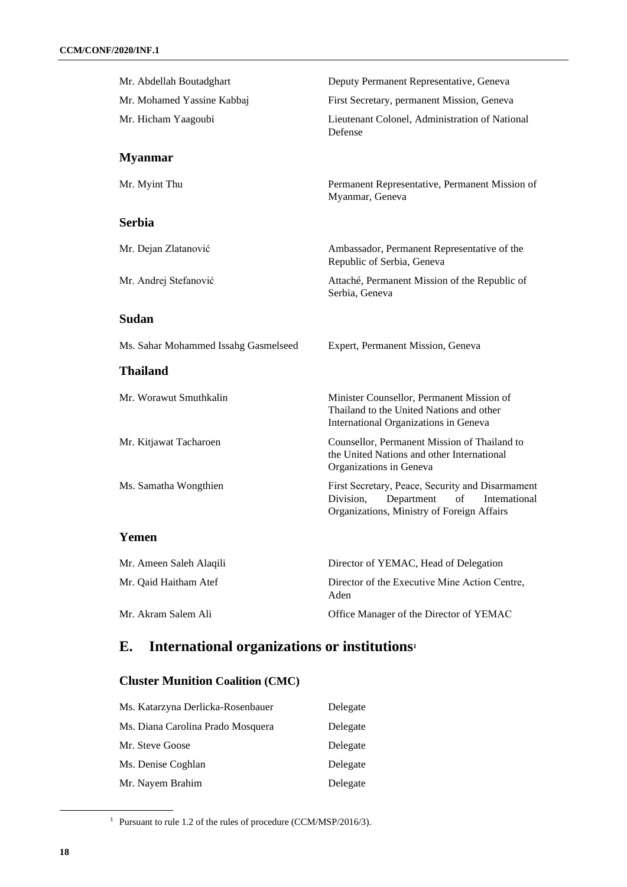| | |
|---|---|
| Mr. Abdellah Boutadghart | Deputy Permanent Representative, Geneva |
| Mr. Mohamed Yassine Kabbaj | First Secretary, permanent Mission, Geneva |
| Mr. Hicham Yaagoubi | Lieutenant Colonel, Administration of National Defense |

### Myanmar

| | |
|---|---|
| Mr. Myint Thu | Permanent Representative, Permanent Mission of Myanmar, Geneva |

### Serbia

| | |
|---|---|
| Mr. Dejan Zlatanović | Ambassador, Permanent Representative of the Republic of Serbia, Geneva |
| Mr. Andrej Stefanović | Attaché, Permanent Mission of the Republic of Serbia, Geneva |

### Sudan

| | |
|---|---|
| Ms. Sahar Mohammed Issahg Gasmelseed | Expert, Permanent Mission, Geneva |

### Thailand

| | |
|---|---|
| Mr. Worawut Smuthkalin | Minister Counsellor, Permanent Mission of Thailand to the United Nations and other International Organizations in Geneva |
| Mr. Kitjawat Tacharoen | Counsellor, Permanent Mission of Thailand to the United Nations and other International Organizations in Geneva |
| Ms. Samatha Wongthien | First Secretary, Peace, Security and Disarmament Division, Department of International Organizations, Ministry of Foreign Affairs |

### Yemen

| | |
|---|---|
| Mr. Ameen Saleh Alaqili | Director of YEMAC, Head of Delegation |
| Mr. Qaid Haitham Atef | Director of the Executive Mine Action Centre, Aden |
| Mr. Akram Salem Ali | Office Manager of the Director of YEMAC |

## E. International organizations or institutions[1]

### Cluster Munition Coalition (CMC)

| | |
|---|---|
| Ms. Katarzyna Derlicka-Rosenbauer | Delegate |
| Ms. Diana Carolina Prado Mosquera | Delegate |
| Mr. Steve Goose | Delegate |
| Ms. Denise Coghlan | Delegate |
| Mr. Nayem Brahim | Delegate |

[1] Pursuant to rule 1.2 of the rules of procedure (CCM/MSP/2016/3).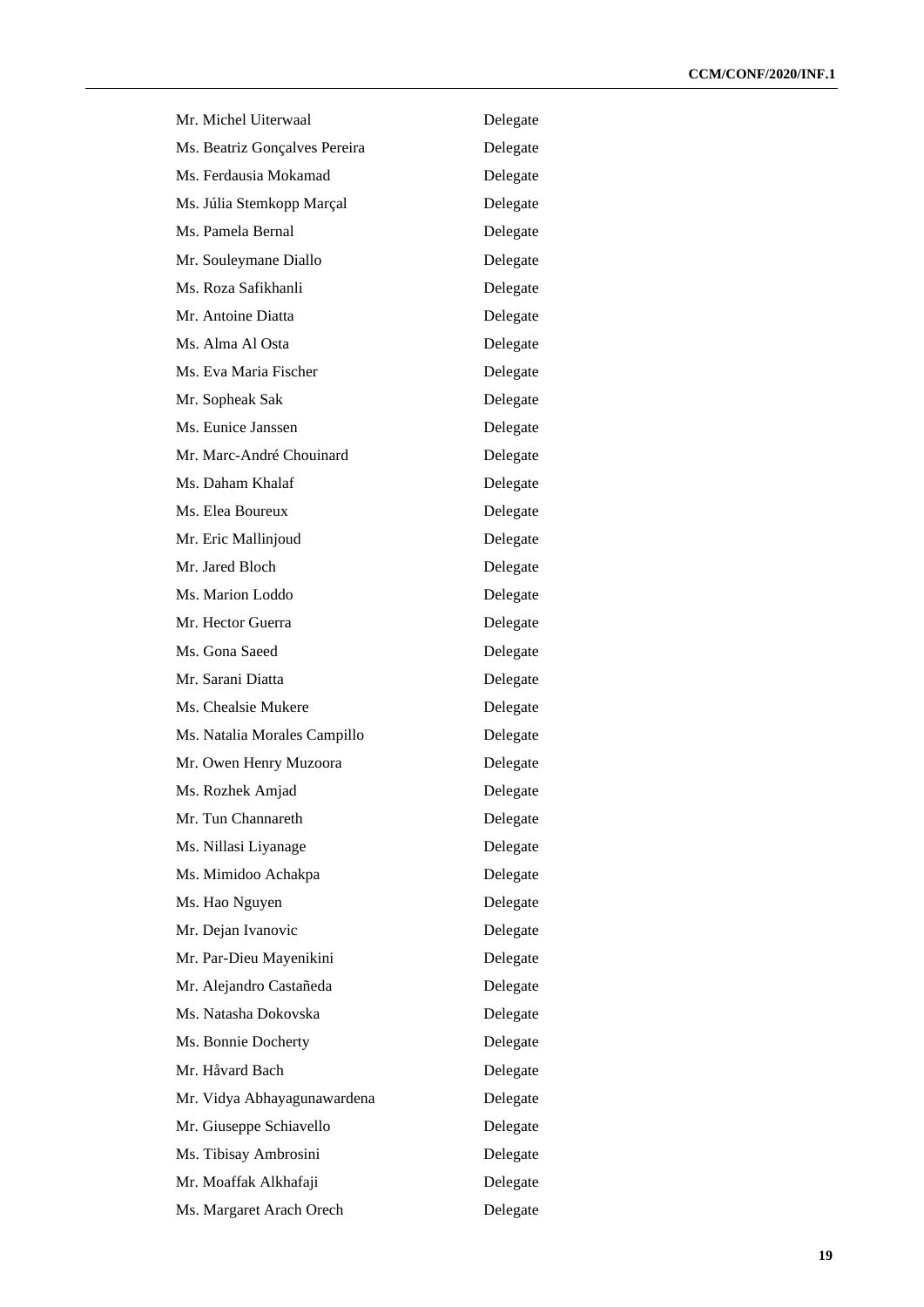| | |
|---|---|
| Mr. Michel Uiterwaal | Delegate |
| Ms. Beatriz Gonçalves Pereira | Delegate |
| Ms. Ferdausia Mokamad | Delegate |
| Ms. Júlia Stemkopp Marçal | Delegate |
| Ms. Pamela Bernal | Delegate |
| Mr. Souleymane Diallo | Delegate |
| Ms. Roza Safikhanli | Delegate |
| Mr. Antoine Diatta | Delegate |
| Ms. Alma Al Osta | Delegate |
| Ms. Eva Maria Fischer | Delegate |
| Mr. Sopheak Sak | Delegate |
| Ms. Eunice Janssen | Delegate |
| Mr. Marc-André Chouinard | Delegate |
| Ms. Daham Khalaf | Delegate |
| Ms. Elea Boureux | Delegate |
| Mr. Eric Mallinjoud | Delegate |
| Mr. Jared Bloch | Delegate |
| Ms. Marion Loddo | Delegate |
| Mr. Hector Guerra | Delegate |
| Ms. Gona Saeed | Delegate |
| Mr. Sarani Diatta | Delegate |
| Ms. Chealsie Mukere | Delegate |
| Ms. Natalia Morales Campillo | Delegate |
| Mr. Owen Henry Muzoora | Delegate |
| Ms. Rozhek Amjad | Delegate |
| Mr. Tun Channareth | Delegate |
| Ms. Nillasi Liyanage | Delegate |
| Ms. Mimidoo Achakpa | Delegate |
| Ms. Hao Nguyen | Delegate |
| Mr. Dejan Ivanovic | Delegate |
| Mr. Par-Dieu Mayenikini | Delegate |
| Mr. Alejandro Castañeda | Delegate |
| Ms. Natasha Dokovska | Delegate |
| Ms. Bonnie Docherty | Delegate |
| Mr. Håvard Bach | Delegate |
| Mr. Vidya Abhayagunawardena | Delegate |
| Mr. Giuseppe Schiavello | Delegate |
| Ms. Tibisay Ambrosini | Delegate |
| Mr. Moaffak Alkhafaji | Delegate |
| Ms. Margaret Arach Orech | Delegate |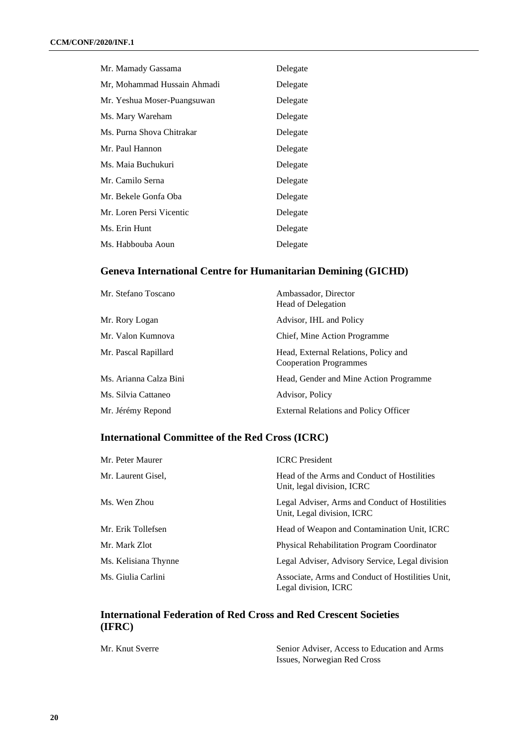| | |
|---|---|
| Mr. Mamady Gassama | Delegate |
| Mr, Mohammad Hussain Ahmadi | Delegate |
| Mr. Yeshua Moser-Puangsuwan | Delegate |
| Ms. Mary Wareham | Delegate |
| Ms. Purna Shova Chitrakar | Delegate |
| Mr. Paul Hannon | Delegate |
| Ms. Maia Buchukuri | Delegate |
| Mr. Camilo Serna | Delegate |
| Mr. Bekele Gonfa Oba | Delegate |
| Mr. Loren Persi Vicentic | Delegate |
| Ms. Erin Hunt | Delegate |
| Ms. Habbouba Aoun | Delegate |

## Geneva International Centre for Humanitarian Demining (GICHD)

| | |
|---|---|
| Mr. Stefano Toscano | Ambassador, Director<br>Head of Delegation |
| Mr. Rory Logan | Advisor, IHL and Policy |
| Mr. Valon Kumnova | Chief, Mine Action Programme |
| Mr. Pascal Rapillard | Head, External Relations, Policy and Cooperation Programmes |
| Ms. Arianna Calza Bini | Head, Gender and Mine Action Programme |
| Ms. Silvia Cattaneo | Advisor, Policy |
| Mr. Jérémy Repond | External Relations and Policy Officer |

## International Committee of the Red Cross (ICRC)

| | |
|---|---|
| Mr. Peter Maurer | ICRC President |
| Mr. Laurent Gisel, | Head of the Arms and Conduct of Hostilities Unit, legal division, ICRC |
| Ms. Wen Zhou | Legal Adviser, Arms and Conduct of Hostilities Unit, Legal division, ICRC |
| Mr. Erik Tollefsen | Head of Weapon and Contamination Unit, ICRC |
| Mr. Mark Zlot | Physical Rehabilitation Program Coordinator |
| Ms. Kelisiana Thynne | Legal Adviser, Advisory Service, Legal division |
| Ms. Giulia Carlini | Associate, Arms and Conduct of Hostilities Unit, Legal division, ICRC |

## International Federation of Red Cross and Red Crescent Societies (IFRC)

| | |
|---|---|
| Mr. Knut Sverre | Senior Adviser, Access to Education and Arms Issues, Norwegian Red Cross |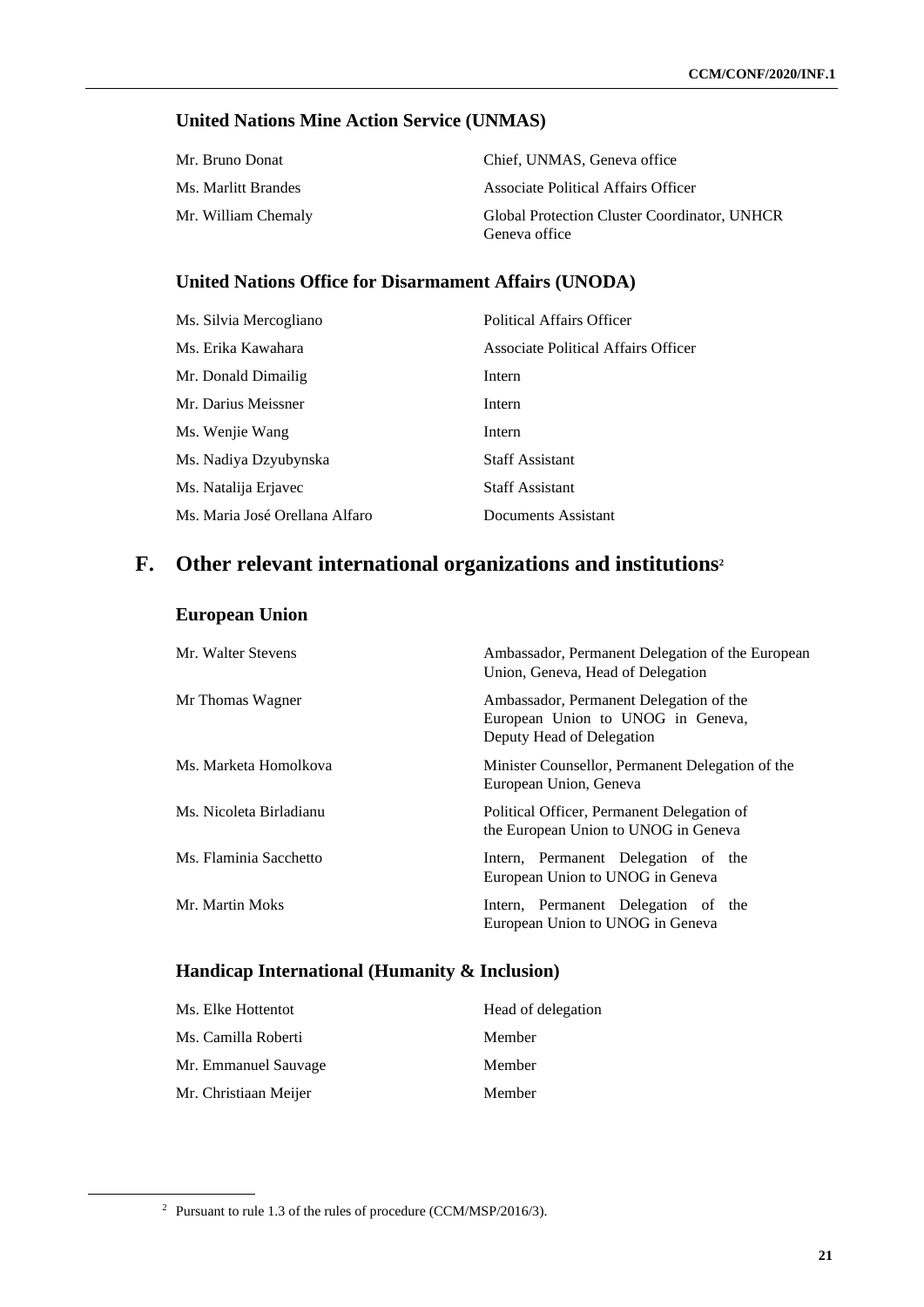### United Nations Mine Action Service (UNMAS)

| | |
|---|---|
| Mr. Bruno Donat | Chief, UNMAS, Geneva office |
| Ms. Marlitt Brandes | Associate Political Affairs Officer |
| Mr. William Chemaly | Global Protection Cluster Coordinator, UNHCR Geneva office |

### United Nations Office for Disarmament Affairs (UNODA)

| | |
|---|---|
| Ms. Silvia Mercogliano | Political Affairs Officer |
| Ms. Erika Kawahara | Associate Political Affairs Officer |
| Mr. Donald Dimailig | Intern |
| Mr. Darius Meissner | Intern |
| Ms. Wenjie Wang | Intern |
| Ms. Nadiya Dzyubynska | Staff Assistant |
| Ms. Natalija Erjavec | Staff Assistant |
| Ms. Maria José Orellana Alfaro | Documents Assistant |

## F. Other relevant international organizations and institutions[2]

### European Union

| | |
|---|---|
| Mr. Walter Stevens | Ambassador, Permanent Delegation of the European Union, Geneva, Head of Delegation |
| Mr Thomas Wagner | Ambassador, Permanent Delegation of the European Union to UNOG in Geneva, Deputy Head of Delegation |
| Ms. Marketa Homolkova | Minister Counsellor, Permanent Delegation of the European Union, Geneva |
| Ms. Nicoleta Birladianu | Political Officer, Permanent Delegation of the European Union to UNOG in Geneva |
| Ms. Flaminia Sacchetto | Intern, Permanent Delegation of the European Union to UNOG in Geneva |
| Mr. Martin Moks | Intern, Permanent Delegation of the European Union to UNOG in Geneva |

### Handicap International (Humanity & Inclusion)

| | |
|---|---|
| Ms. Elke Hottentot | Head of delegation |
| Ms. Camilla Roberti | Member |
| Mr. Emmanuel Sauvage | Member |
| Mr. Christiaan Meijer | Member |

[2] Pursuant to rule 1.3 of the rules of procedure (CCM/MSP/2016/3).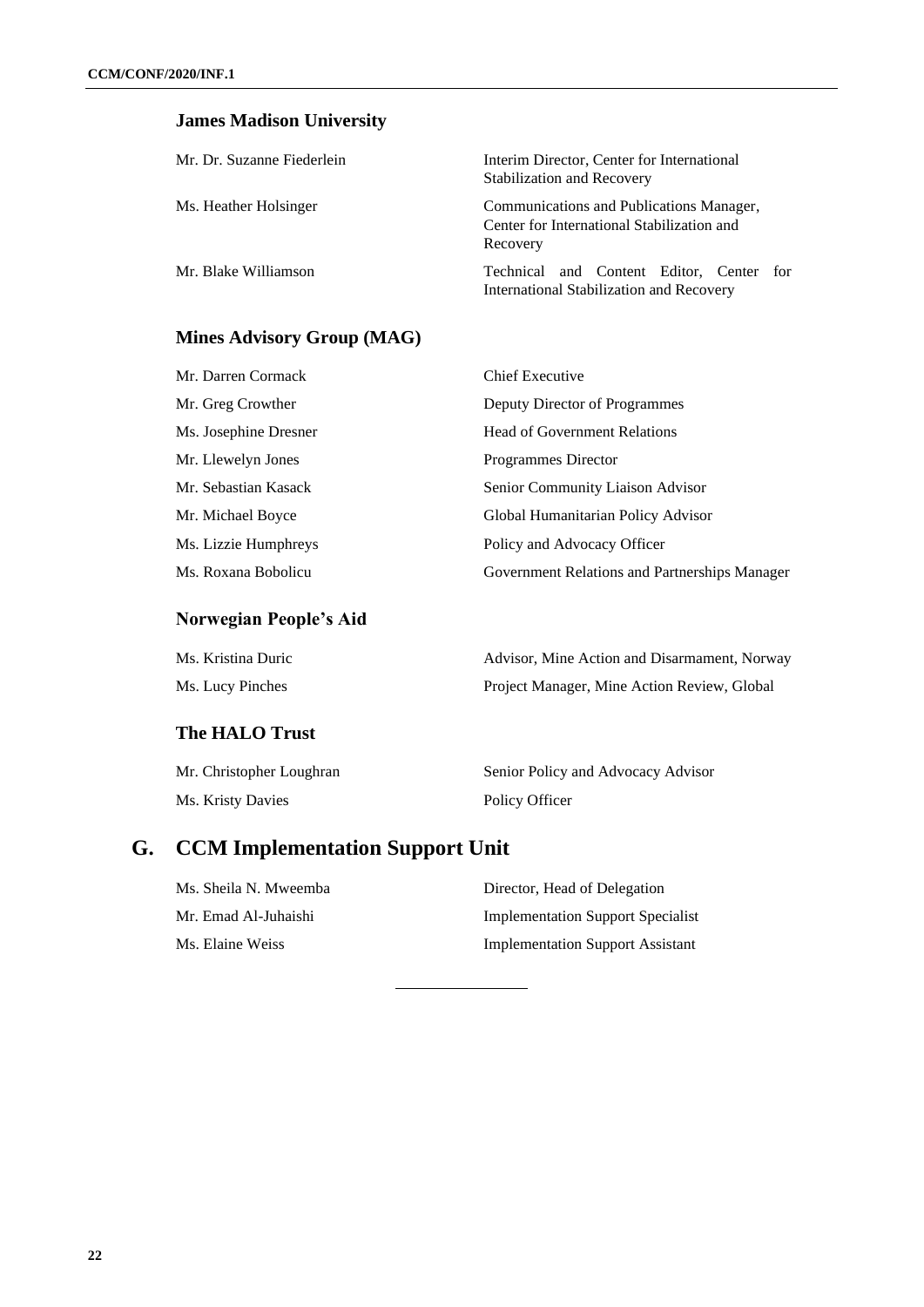### James Madison University

| | |
|---|---|
| Mr. Dr. Suzanne Fiederlein | Interim Director, Center for International Stabilization and Recovery |
| Ms. Heather Holsinger | Communications and Publications Manager, Center for International Stabilization and Recovery |
| Mr. Blake Williamson | Technical and Content Editor, Center for International Stabilization and Recovery |

### Mines Advisory Group (MAG)

| | |
|---|---|
| Mr. Darren Cormack | Chief Executive |
| Mr. Greg Crowther | Deputy Director of Programmes |
| Ms. Josephine Dresner | Head of Government Relations |
| Mr. Llewelyn Jones | Programmes Director |
| Mr. Sebastian Kasack | Senior Community Liaison Advisor |
| Mr. Michael Boyce | Global Humanitarian Policy Advisor |
| Ms. Lizzie Humphreys | Policy and Advocacy Officer |
| Ms. Roxana Bobolicu | Government Relations and Partnerships Manager |

### Norwegian People's Aid

| | |
|---|---|
| Ms. Kristina Duric | Advisor, Mine Action and Disarmament, Norway |
| Ms. Lucy Pinches | Project Manager, Mine Action Review, Global |

### The HALO Trust

| | |
|---|---|
| Mr. Christopher Loughran | Senior Policy and Advocacy Advisor |
| Ms. Kristy Davies | Policy Officer |

## G. CCM Implementation Support Unit

| | |
|---|---|
| Ms. Sheila N. Mweemba | Director, Head of Delegation |
| Mr. Emad Al-Juhaishi | Implementation Support Specialist |
| Ms. Elaine Weiss | Implementation Support Assistant |